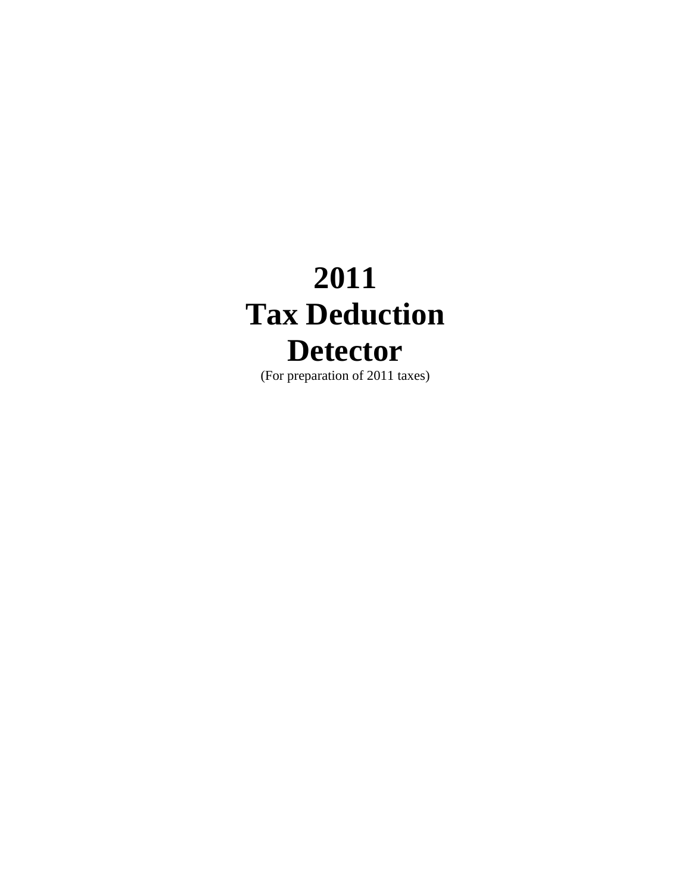# 2011
# Tax Deduction
# Detector

(For preparation of 2011 taxes)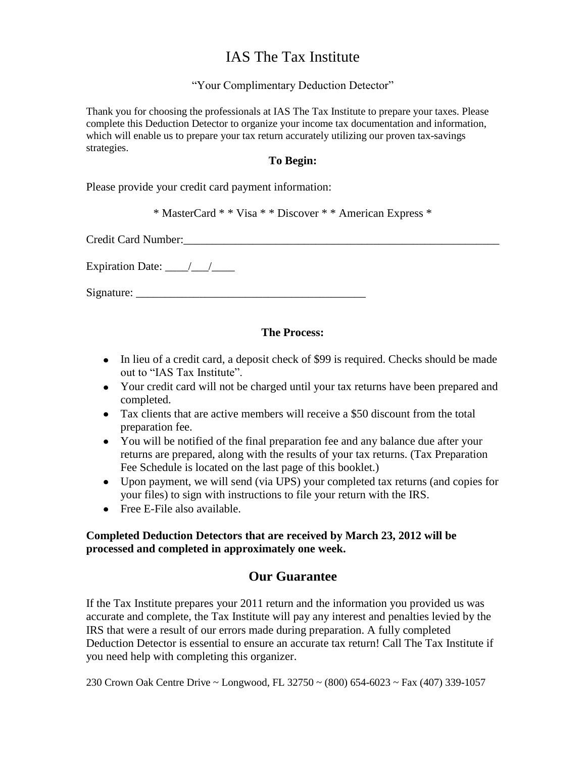# IAS The Tax Institute

"Your Complimentary Deduction Detector"

Thank you for choosing the professionals at IAS The Tax Institute to prepare your taxes. Please complete this Deduction Detector to organize your income tax documentation and information, which will enable us to prepare your tax return accurately utilizing our proven tax-savings strategies.

**To Begin:**

Please provide your credit card payment information:

* MasterCard * * Visa * * Discover * * American Express *

Credit Card Number:___________________________________________________________

Expiration Date: ____/___/____

Signature: ________________________________________

**The Process:**

- In lieu of a credit card, a deposit check of $99 is required. Checks should be made out to "IAS Tax Institute".
- Your credit card will not be charged until your tax returns have been prepared and completed.
- Tax clients that are active members will receive a $50 discount from the total preparation fee.
- You will be notified of the final preparation fee and any balance due after your returns are prepared, along with the results of your tax returns. (Tax Preparation Fee Schedule is located on the last page of this booklet.)
- Upon payment, we will send (via UPS) your completed tax returns (and copies for your files) to sign with instructions to file your return with the IRS.
- Free E-File also available.

**Completed Deduction Detectors that are received by March 23, 2012 will be processed and completed in approximately one week.**

## Our Guarantee

If the Tax Institute prepares your 2011 return and the information you provided us was accurate and complete, the Tax Institute will pay any interest and penalties levied by the IRS that were a result of our errors made during preparation. A fully completed Deduction Detector is essential to ensure an accurate tax return! Call The Tax Institute if you need help with completing this organizer.

230 Crown Oak Centre Drive ~ Longwood, FL 32750 ~ (800) 654-6023 ~ Fax (407) 339-1057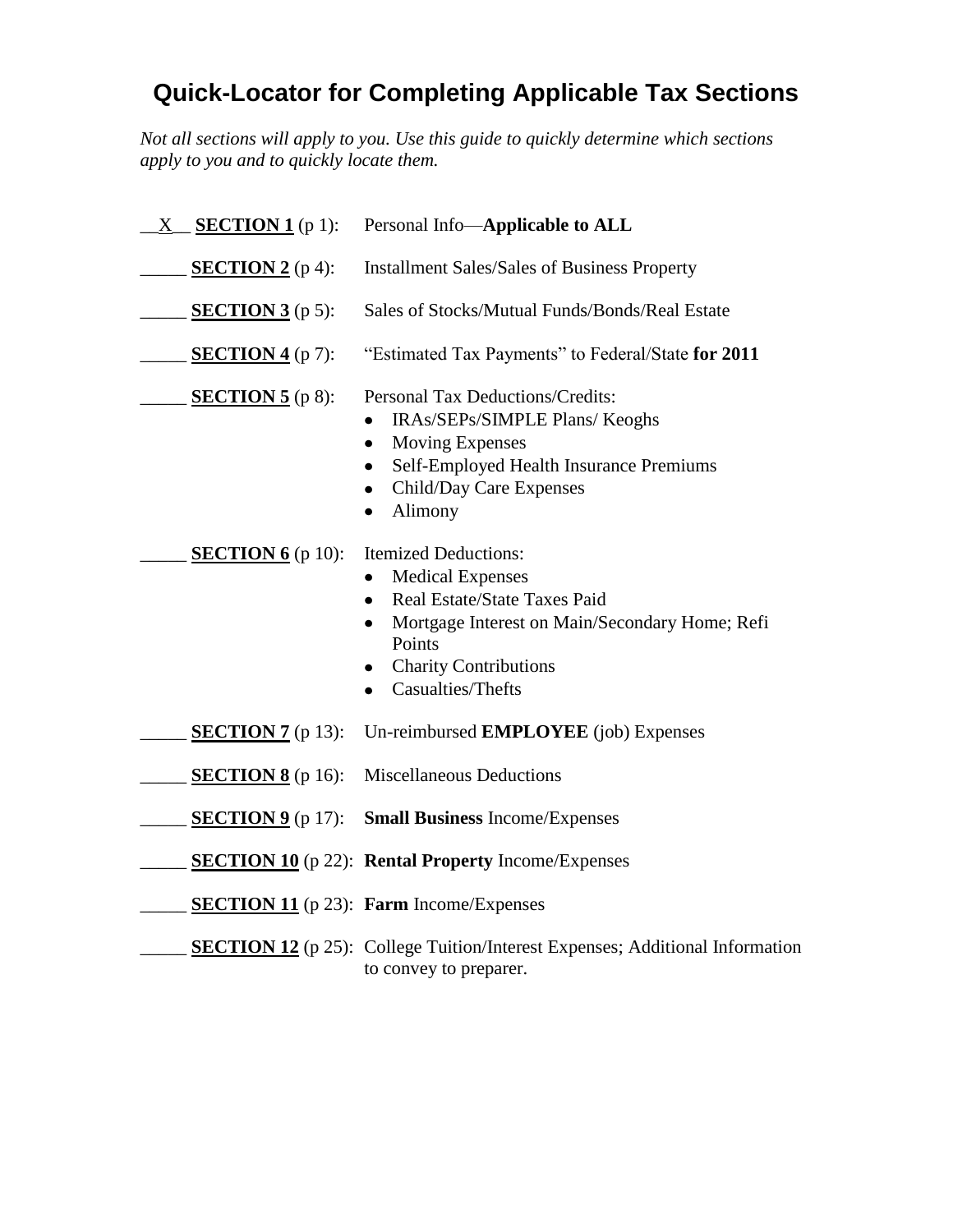# Quick-Locator for Completing Applicable Tax Sections

*Not all sections will apply to you. Use this guide to quickly determine which sections apply to you and to quickly locate them.*

__X__ **SECTION 1** (p 1): Personal Info—**Applicable to ALL**

_____ **SECTION 2** (p 4): Installment Sales/Sales of Business Property

_____ **SECTION 3** (p 5): Sales of Stocks/Mutual Funds/Bonds/Real Estate

_____ **SECTION 4** (p 7): "Estimated Tax Payments" to Federal/State **for 2011**

_____ **SECTION 5** (p 8): Personal Tax Deductions/Credits:
- IRAs/SEPs/SIMPLE Plans/ Keoghs
- Moving Expenses
- Self-Employed Health Insurance Premiums
- Child/Day Care Expenses
- Alimony

_____ **SECTION 6** (p 10): Itemized Deductions:
- Medical Expenses
- Real Estate/State Taxes Paid
- Mortgage Interest on Main/Secondary Home; Refi Points
- Charity Contributions
- Casualties/Thefts

_____ **SECTION 7** (p 13): Un-reimbursed **EMPLOYEE** (job) Expenses

_____ **SECTION 8** (p 16): Miscellaneous Deductions

_____ **SECTION 9** (p 17): **Small Business** Income/Expenses

_____ **SECTION 10** (p 22): **Rental Property** Income/Expenses

_____ **SECTION 11** (p 23): **Farm** Income/Expenses

_____ **SECTION 12** (p 25): College Tuition/Interest Expenses; Additional Information to convey to preparer.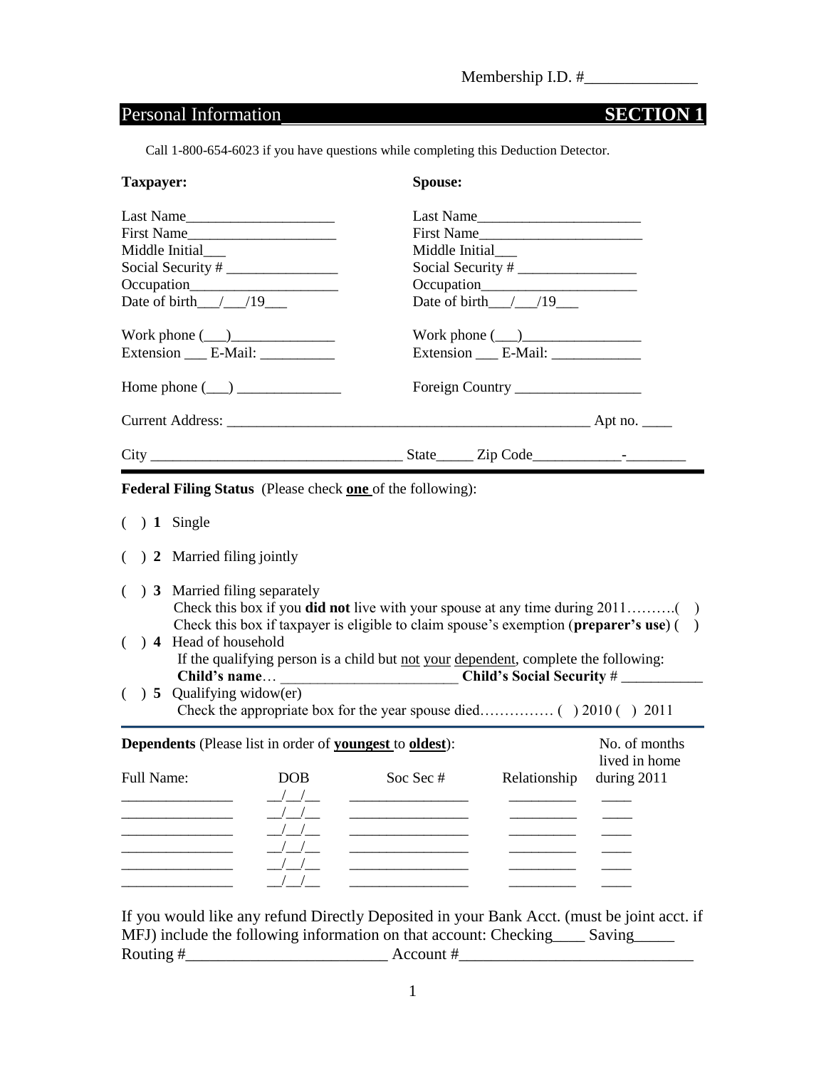Membership I.D. #______________

## Personal Information **SECTION 1**

Call 1-800-654-6023 if you have questions while completing this Deduction Detector.

| **Taxpayer:** | **Spouse:** |
|---|---|
| Last Name____________________ | Last Name______________________ |
| First Name____________________ | First Name______________________ |
| Middle Initial___ | Middle Initial___ |
| Social Security # _______________ | Social Security # ________________ |
| Occupation____________________ | Occupation_____________________ |
| Date of birth___/___/19___ | Date of birth___/___/19___ |
| Work phone (___)______________ | Work phone (___)________________ |
| Extension ___ E-Mail: __________ | Extension ___ E-Mail: ____________ |
| Home phone (___) ______________ | Foreign Country _________________ |

Current Address: _________________________________________________ Apt no. ____

City _________________________________ State_____ Zip Code___________-________

**Federal Filing Status** (Please check **one** of the following):

( ) **1** Single

( ) **2** Married filing jointly

( ) **3** Married filing separately
Check this box if you **did not** live with your spouse at any time during 2011……….( )
Check this box if taxpayer is eligible to claim spouse's exemption (**preparer's use**) ( )

( ) **4** Head of household
If the qualifying person is a child but not your dependent, complete the following:
**Child's name**… ________________________ **Child's Social Security** # ___________

( ) **5** Qualifying widow(er)
Check the appropriate box for the year spouse died…………… ( ) 2010 ( ) 2011

**Dependents** (Please list in order of **youngest** to **oldest**):

| Full Name: | DOB | Soc Sec # | Relationship | No. of months lived in home during 2011 |
|---|---|---|---|---|
| _______________ | __/__/__ | ________________ | _________ | ____ |
| _______________ | __/__/__ | ________________ | _________ | ____ |
| _______________ | __/__/__ | ________________ | _________ | ____ |
| _______________ | __/__/__ | ________________ | _________ | ____ |
| _______________ | __/__/__ | ________________ | _________ | ____ |
| _______________ | __/__/__ | ________________ | _________ | ____ |

If you would like any refund Directly Deposited in your Bank Acct. (must be joint acct. if MFJ) include the following information on that account: Checking____ Saving_____
Routing #_________________________ Account #____________________________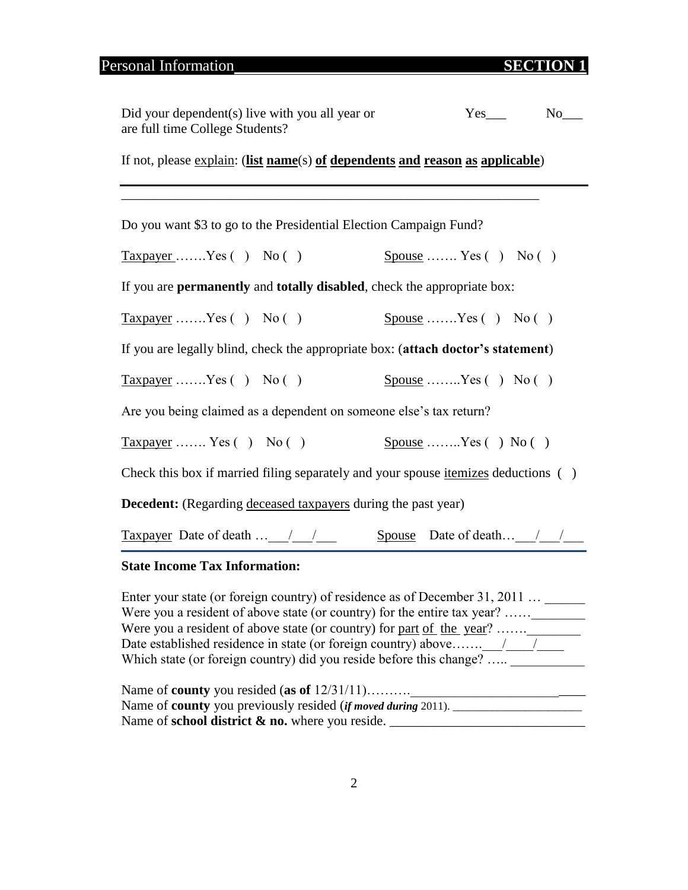## Personal Information SECTION 1

Did your dependent(s) live with you all year or are full time College Students? Yes___ No___

If not, please explain: (**list name**(s) **of dependents and reason as applicable**)

______________________________________________________________

Do you want $3 to go to the Presidential Election Campaign Fund?

Taxpayer …….Yes ( ) No ( ) Spouse ……. Yes ( ) No ( )

If you are **permanently** and **totally disabled**, check the appropriate box:

Taxpayer …….Yes ( ) No ( ) Spouse …….Yes ( ) No ( )

If you are legally blind, check the appropriate box: (**attach doctor's statement**)

Taxpayer …….Yes ( ) No ( ) Spouse ……..Yes ( ) No ( )

Are you being claimed as a dependent on someone else's tax return?

Taxpayer ……. Yes ( ) No ( ) Spouse ……..Yes ( ) No ( )

Check this box if married filing separately and your spouse itemizes deductions ( )

**Decedent:** (Regarding deceased taxpayers during the past year)

Taxpayer Date of death …___/___/___ Spouse Date of death…___/___/___

**State Income Tax Information:**

Enter your state (or foreign country) of residence as of December 31, 2011 … ______
Were you a resident of above state (or country) for the entire tax year? ……________
Were you a resident of above state (or country) for part of the year? …….________
Date established residence in state (or foreign country) above…….___/____/____
Which state (or foreign country) did you reside before this change? ….. ___________

Name of **county** you resided (**as of** 12/31/11)……….__________________________
Name of **county** you previously resided (***if moved during*** 2011). _____________________
Name of **school district & no.** where you reside. _____________________________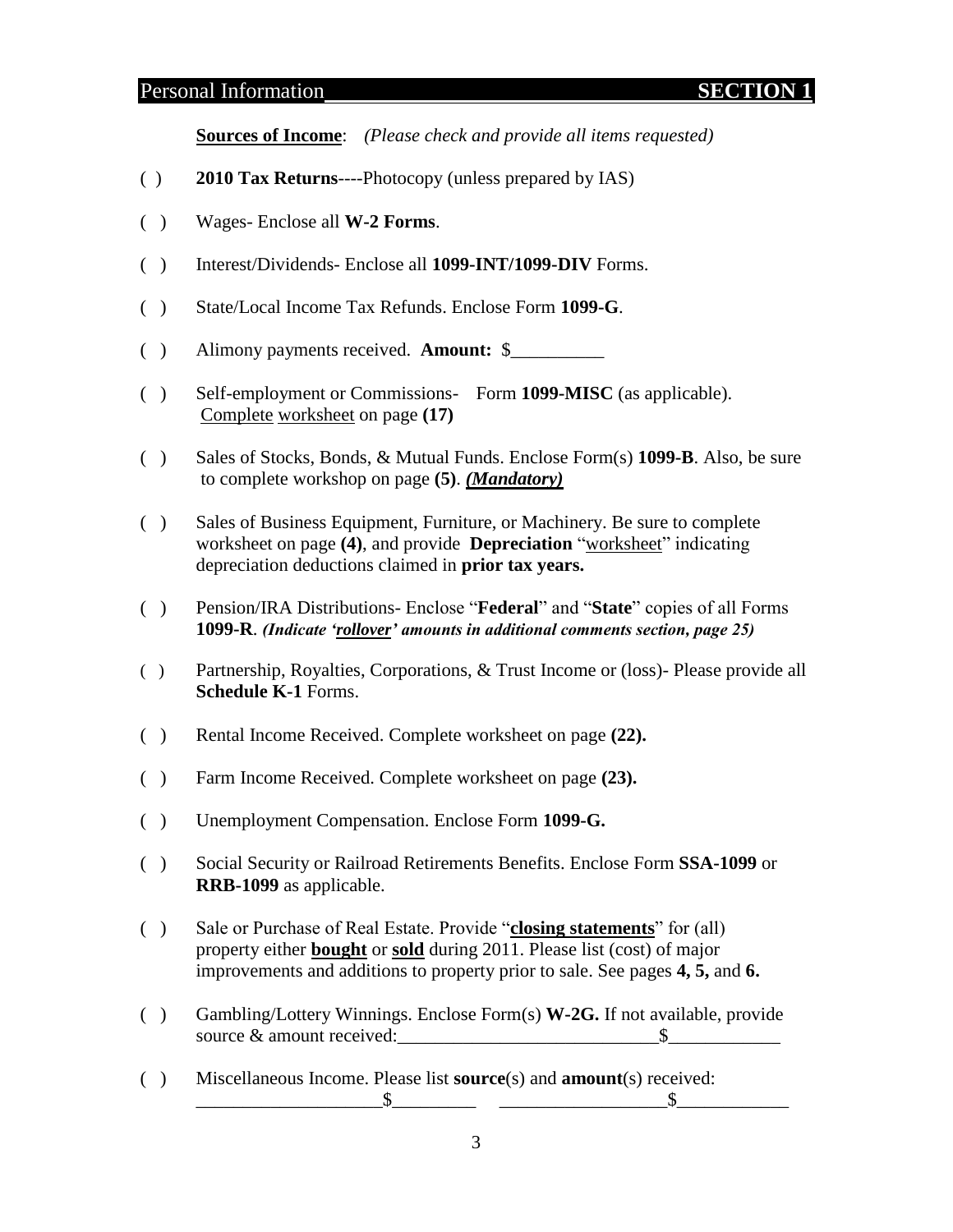## Personal Information SECTION 1

**Sources of Income**: *(Please check and provide all items requested)*

( ) **2010 Tax Returns**----Photocopy (unless prepared by IAS)

( ) Wages- Enclose all **W-2 Forms**.

( ) Interest/Dividends- Enclose all **1099-INT/1099-DIV** Forms.

( ) State/Local Income Tax Refunds. Enclose Form **1099-G**.

( ) Alimony payments received. **Amount:** $__________

( ) Self-employment or Commissions- Form **1099-MISC** (as applicable). Complete worksheet on page **(17)**

( ) Sales of Stocks, Bonds, & Mutual Funds. Enclose Form(s) **1099-B**. Also, be sure to complete workshop on page **(5)**. ***(Mandatory)***

( ) Sales of Business Equipment, Furniture, or Machinery. Be sure to complete worksheet on page **(4)**, and provide **Depreciation** "worksheet" indicating depreciation deductions claimed in **prior tax years.**

( ) Pension/IRA Distributions- Enclose "**Federal**" and "**State**" copies of all Forms **1099-R**. ***(Indicate 'rollover' amounts in additional comments section, page 25)***

( ) Partnership, Royalties, Corporations, & Trust Income or (loss)- Please provide all **Schedule K-1** Forms.

( ) Rental Income Received. Complete worksheet on page **(22).**

( ) Farm Income Received. Complete worksheet on page **(23).**

( ) Unemployment Compensation. Enclose Form **1099-G.**

( ) Social Security or Railroad Retirements Benefits. Enclose Form **SSA-1099** or **RRB-1099** as applicable.

( ) Sale or Purchase of Real Estate. Provide "**closing statements**" for (all) property either **bought** or **sold** during 2011. Please list (cost) of major improvements and additions to property prior to sale. See pages **4, 5,** and **6.**

( ) Gambling/Lottery Winnings. Enclose Form(s) **W-2G.** If not available, provide source & amount received:____________________________$____________

( ) Miscellaneous Income. Please list **source**(s) and **amount**(s) received:
____________________$_________ __________________$____________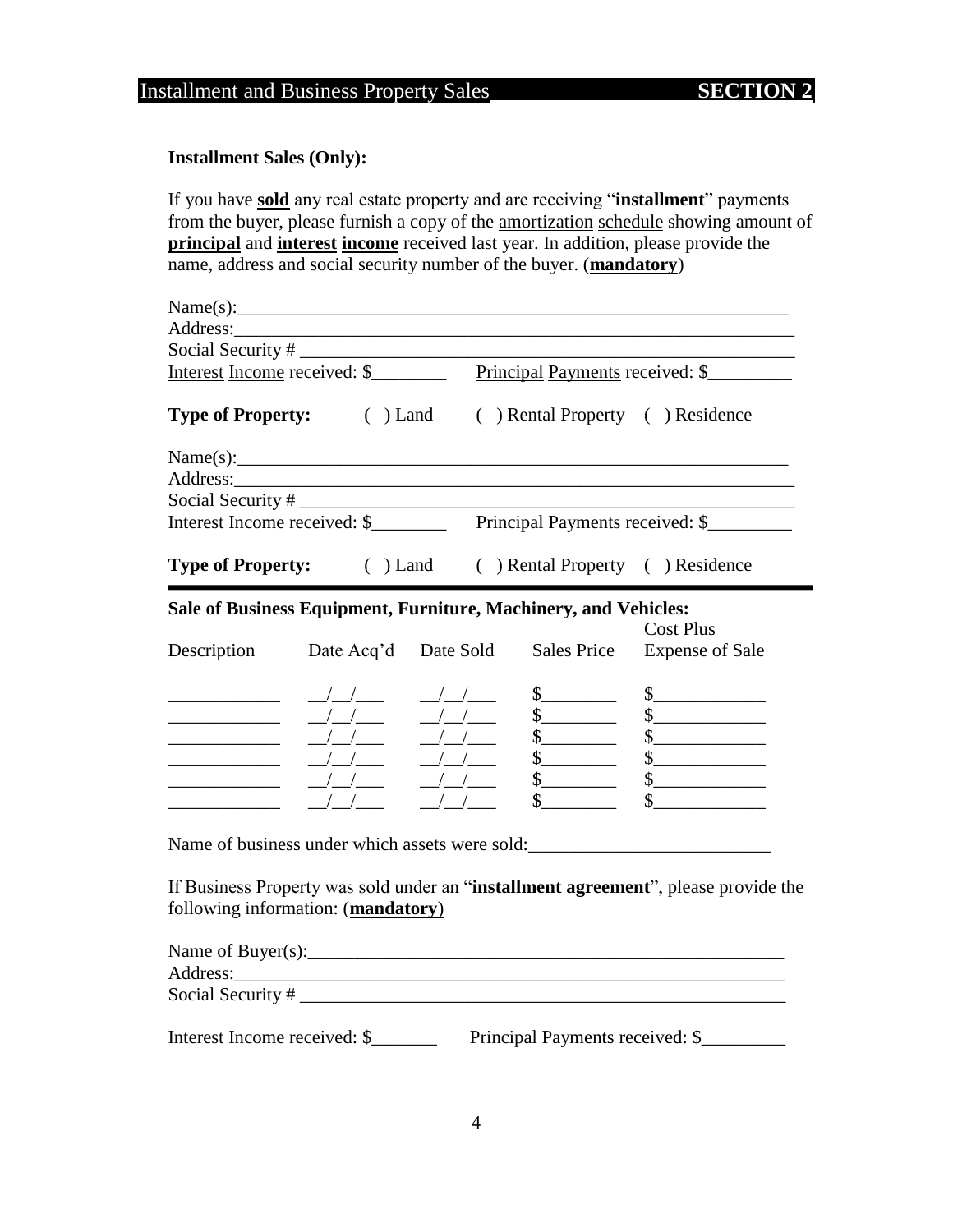## Installment and Business Property Sales SECTION 2

**Installment Sales (Only):**

If you have **sold** any real estate property and are receiving "**installment**" payments from the buyer, please furnish a copy of the amortization schedule showing amount of **principal** and **interest income** received last year. In addition, please provide the name, address and social security number of the buyer. (**mandatory**)

Name(s):_______________________________________________________________

Address:_______________________________________________________________

Social Security # _______________________________________________________

Interest Income received: $________ Principal Payments received: $_________

**Type of Property:** ( ) Land ( ) Rental Property ( ) Residence

Name(s):_______________________________________________________________

Address:_______________________________________________________________

Social Security # _______________________________________________________

Interest Income received: $________ Principal Payments received: $_________

**Type of Property:** ( ) Land ( ) Rental Property ( ) Residence

---

**Sale of Business Equipment, Furniture, Machinery, and Vehicles:**

| Description | Date Acq'd | Date Sold | Sales Price | Cost Plus Expense of Sale |
|---|---|---|---|---|
| ____________ | __/__/___ | __/__/___ | $________ | $____________ |
| ____________ | __/__/___ | __/__/___ | $________ | $____________ |
| ____________ | __/__/___ | __/__/___ | $________ | $____________ |
| ____________ | __/__/___ | __/__/___ | $________ | $____________ |
| ____________ | __/__/___ | __/__/___ | $________ | $____________ |
| ____________ | __/__/___ | __/__/___ | $________ | $____________ |

Name of business under which assets were sold:__________________________

If Business Property was sold under an "**installment agreement**", please provide the following information: (**mandatory**)

Name of Buyer(s):______________________________________________________

Address:_______________________________________________________________

Social Security # _______________________________________________________

Interest Income received: $_______ Principal Payments received: $_________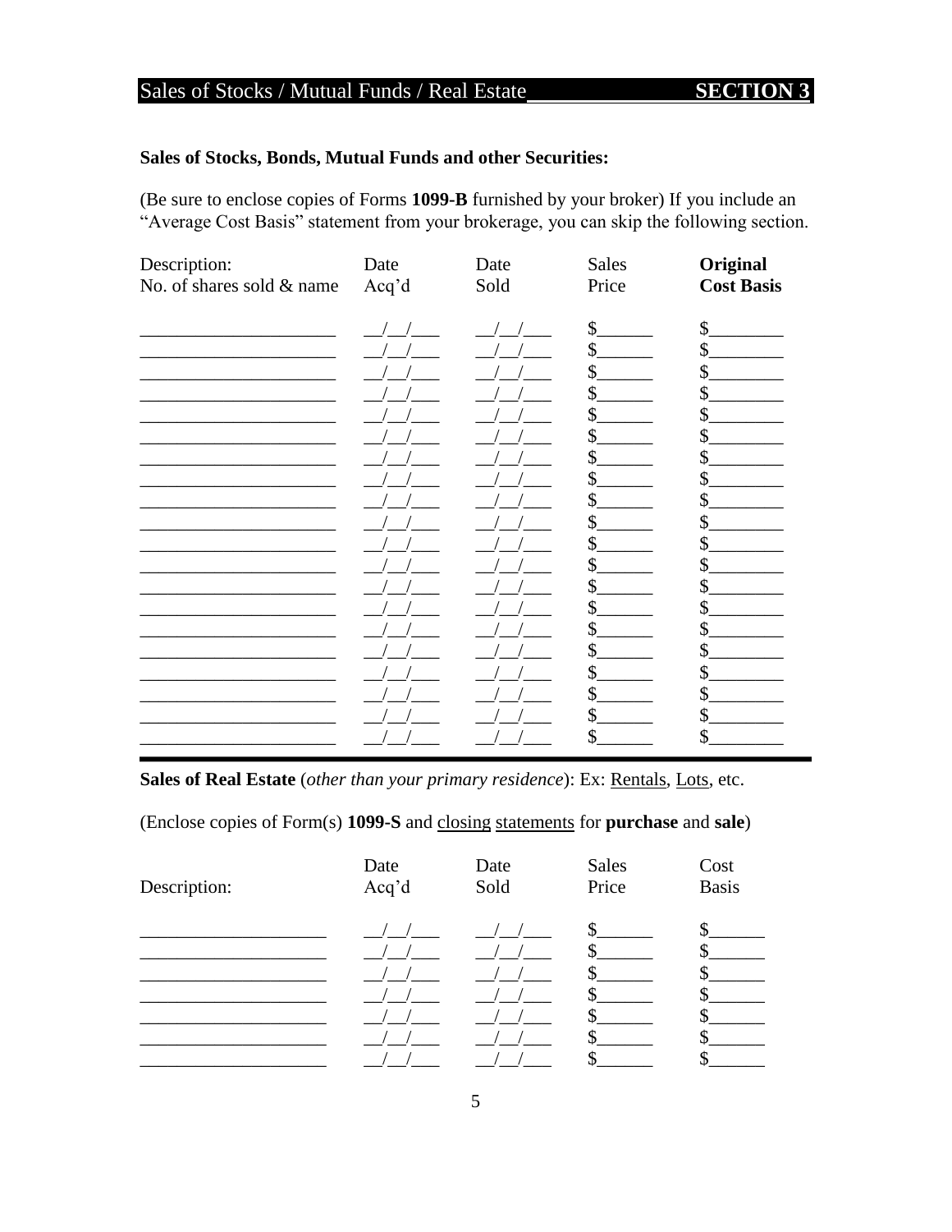# Sales of Stocks / Mutual Funds / Real Estate **SECTION 3**

**Sales of Stocks, Bonds, Mutual Funds and other Securities:**

(Be sure to enclose copies of Forms **1099-B** furnished by your broker) If you include an "Average Cost Basis" statement from your brokerage, you can skip the following section.

| Description: No. of shares sold & name | Date Acq'd | Date Sold | Sales Price | **Original Cost Basis** |
|---|---|---|---|---|
| ____________________ | __/__/___ | __/__/___ | $______ | $________ |
| ____________________ | __/__/___ | __/__/___ | $______ | $________ |
| ____________________ | __/__/___ | __/__/___ | $______ | $________ |
| ____________________ | __/__/___ | __/__/___ | $______ | $________ |
| ____________________ | __/__/___ | __/__/___ | $______ | $________ |
| ____________________ | __/__/___ | __/__/___ | $______ | $________ |
| ____________________ | __/__/___ | __/__/___ | $______ | $________ |
| ____________________ | __/__/___ | __/__/___ | $______ | $________ |
| ____________________ | __/__/___ | __/__/___ | $______ | $________ |
| ____________________ | __/__/___ | __/__/___ | $______ | $________ |
| ____________________ | __/__/___ | __/__/___ | $______ | $________ |
| ____________________ | __/__/___ | __/__/___ | $______ | $________ |
| ____________________ | __/__/___ | __/__/___ | $______ | $________ |
| ____________________ | __/__/___ | __/__/___ | $______ | $________ |
| ____________________ | __/__/___ | __/__/___ | $______ | $________ |
| ____________________ | __/__/___ | __/__/___ | $______ | $________ |
| ____________________ | __/__/___ | __/__/___ | $______ | $________ |
| ____________________ | __/__/___ | __/__/___ | $______ | $________ |
| ____________________ | __/__/___ | __/__/___ | $______ | $________ |
| ____________________ | __/__/___ | __/__/___ | $______ | $________ |

**Sales of Real Estate** (*other than your primary residence*): Ex: Rentals, Lots, etc.

(Enclose copies of Form(s) **1099-S** and closing statements for **purchase** and **sale**)

| Description: | Date Acq'd | Date Sold | Sales Price | Cost Basis |
|---|---|---|---|---|
| ____________________ | __/__/___ | __/__/___ | $______ | $______ |
| ____________________ | __/__/___ | __/__/___ | $______ | $______ |
| ____________________ | __/__/___ | __/__/___ | $______ | $______ |
| ____________________ | __/__/___ | __/__/___ | $______ | $______ |
| ____________________ | __/__/___ | __/__/___ | $______ | $______ |
| ____________________ | __/__/___ | __/__/___ | $______ | $______ |
| ____________________ | __/__/___ | __/__/___ | $______ | $______ |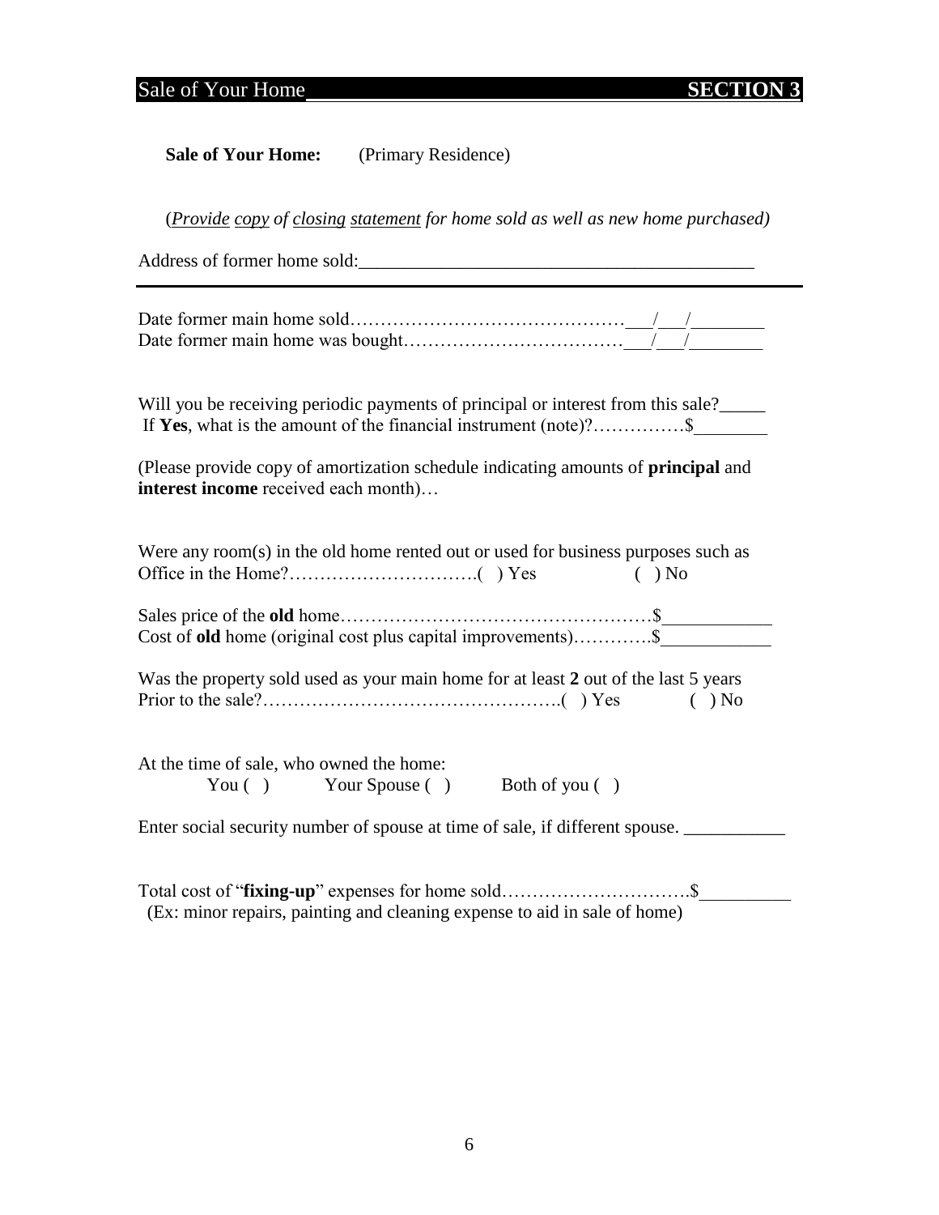## Sale of Your Home **SECTION 3**

**Sale of Your Home:** (Primary Residence)

(*Provide copy of closing statement for home sold as well as new home purchased*)

Address of former home sold:_________________________________________

---

Date former main home sold……………………………………___/___/________
Date former main home was bought………………………………___/___/________

Will you be receiving periodic payments of principal or interest from this sale?_____
If **Yes**, what is the amount of the financial instrument (note)?……………$________

(Please provide copy of amortization schedule indicating amounts of **principal** and **interest income** received each month)…

Were any room(s) in the old home rented out or used for business purposes such as Office in the Home?………………………….( ) Yes ( ) No

Sales price of the **old** home……………………………………………$____________
Cost of **old** home (original cost plus capital improvements)………….$____________

Was the property sold used as your main home for at least **2** out of the last 5 years Prior to the sale?………………………………………….( ) Yes ( ) No

At the time of sale, who owned the home:
You ( ) Your Spouse ( ) Both of you ( )

Enter social security number of spouse at time of sale, if different spouse. ___________

Total cost of "**fixing-up**" expenses for home sold…………………………..$__________
(Ex: minor repairs, painting and cleaning expense to aid in sale of home)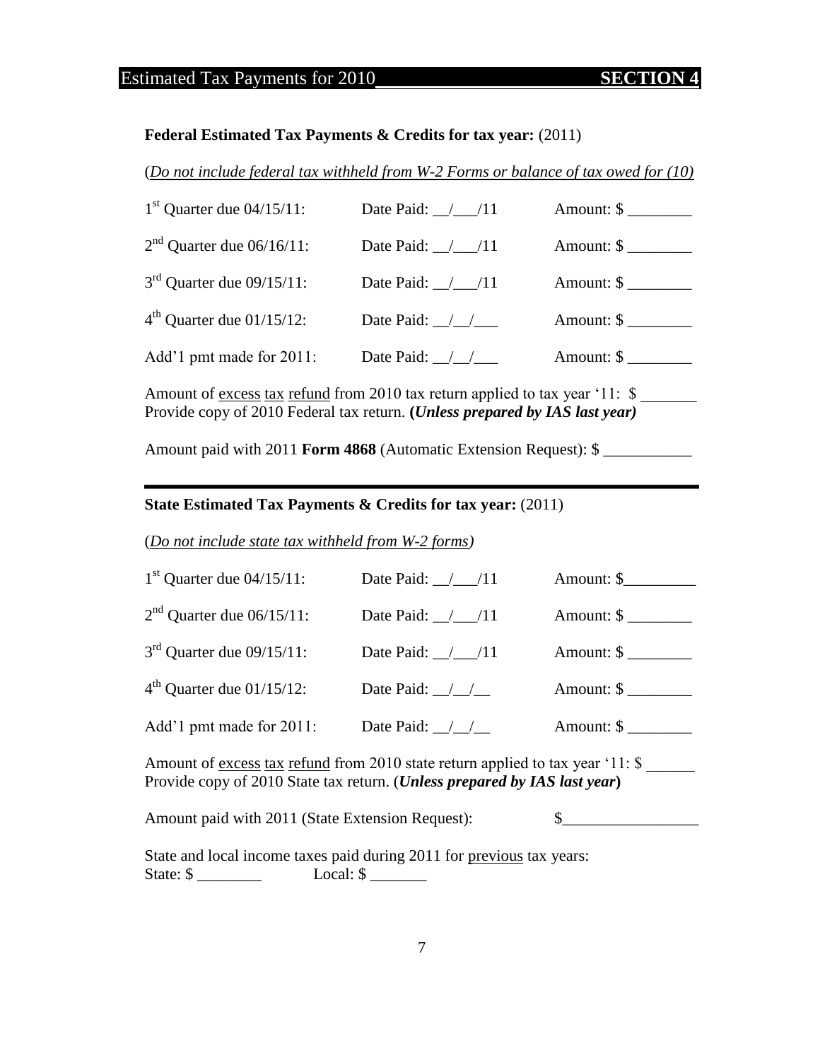## Estimated Tax Payments for 2010 SECTION 4

**Federal Estimated Tax Payments & Credits for tax year:** (2011)

(*Do not include federal tax withheld from W-2 Forms or balance of tax owed for (10)*

1st Quarter due 04/15/11: Date Paid: __/___/11 Amount: $ ________

2nd Quarter due 06/16/11: Date Paid: __/___/11 Amount: $ ________

3rd Quarter due 09/15/11: Date Paid: __/___/11 Amount: $ ________

4th Quarter due 01/15/12: Date Paid: __/__/___ Amount: $ ________

Add'1 pmt made for 2011: Date Paid: __/__/___ Amount: $ ________

Amount of excess tax refund from 2010 tax return applied to tax year '11: $ _______
Provide copy of 2010 Federal tax return. **(*Unless prepared by IAS last year)***

Amount paid with 2011 **Form 4868** (Automatic Extension Request): $ ___________

---

**State Estimated Tax Payments & Credits for tax year:** (2011)

(*Do not include state tax withheld from W-2 forms)*

1st Quarter due 04/15/11: Date Paid: __/___/11 Amount: $_________

2nd Quarter due 06/15/11: Date Paid: __/___/11 Amount: $ ________

3rd Quarter due 09/15/11: Date Paid: __/___/11 Amount: $ ________

4th Quarter due 01/15/12: Date Paid: __/__/__ Amount: $ ________

Add'1 pmt made for 2011: Date Paid: __/__/__ Amount: $ ________

Amount of excess tax refund from 2010 state return applied to tax year '11: $ ______
Provide copy of 2010 State tax return. (***Unless prepared by IAS last year***)

Amount paid with 2011 (State Extension Request): $_________________

State and local income taxes paid during 2011 for previous tax years:
State: $ ________ Local: $ _______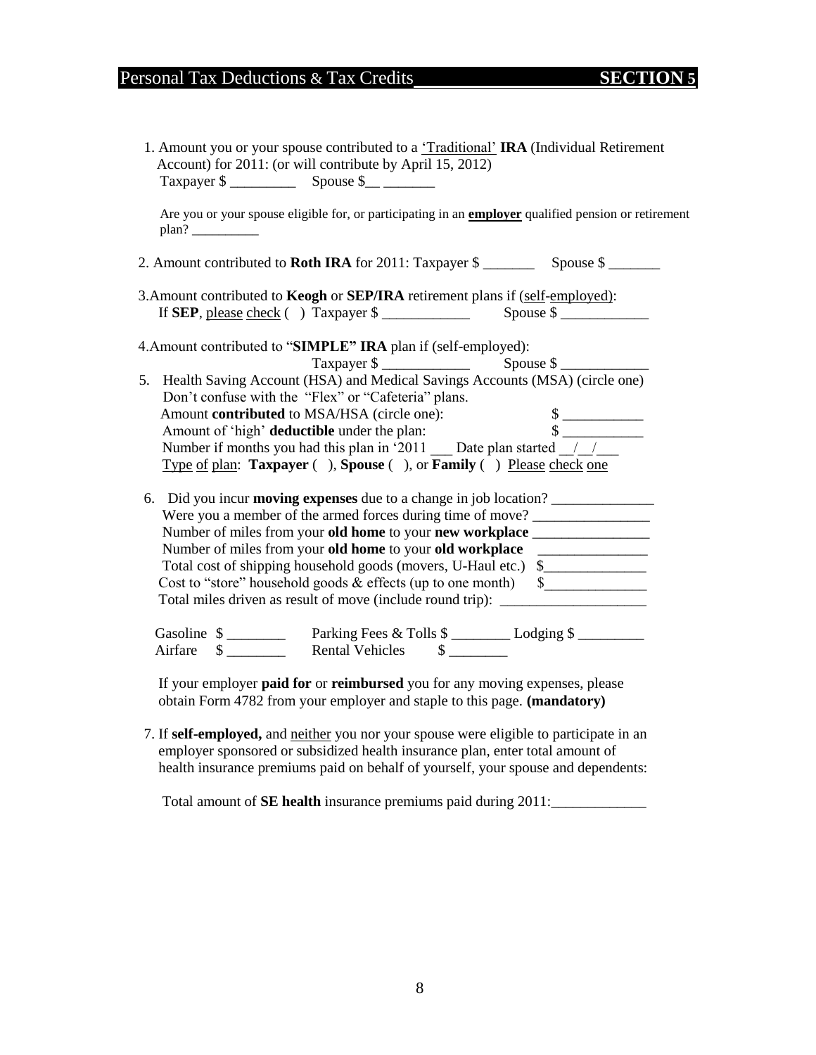# Personal Tax Deductions & Tax Credits **SECTION 5**

1. Amount you or your spouse contributed to a 'Traditional' **IRA** (Individual Retirement Account) for 2011: (or will contribute by April 15, 2012)
   Taxpayer $ _________ Spouse $__ _______

   Are you or your spouse eligible for, or participating in an **employer** qualified pension or retirement plan? __________

2. Amount contributed to **Roth IRA** for 2011: Taxpayer $ _______ Spouse $ _______

3. Amount contributed to **Keogh** or **SEP/IRA** retirement plans if (self-employed):
   If **SEP**, please check ( ) Taxpayer $ ____________ Spouse $ ____________

4. Amount contributed to "**SIMPLE" IRA** plan if (self-employed):
   Taxpayer $ ____________ Spouse $ ____________

5. Health Saving Account (HSA) and Medical Savings Accounts (MSA) (circle one)
   Don't confuse with the "Flex" or "Cafeteria" plans.
   Amount **contributed** to MSA/HSA (circle one): $ ___________
   Amount of 'high' **deductible** under the plan: $ ___________
   Number if months you had this plan in '2011 ___ Date plan started __/__/___
   Type of plan: **Taxpayer** ( ), **Spouse** ( ), or **Family** ( ) Please check one

6. Did you incur **moving expenses** due to a change in job location? ______________
   Were you a member of the armed forces during time of move? ________________
   Number of miles from your **old home** to your **new workplace** ________________
   Number of miles from your **old home** to your **old workplace** _______________
   Total cost of shipping household goods (movers, U-Haul etc.) $______________
   Cost to "store" household goods & effects (up to one month) $______________
   Total miles driven as result of move (include round trip): ____________________

   Gasoline $ ________ Parking Fees & Tolls $ ________ Lodging $ _________
   Airfare $ ________ Rental Vehicles $ ________

   If your employer **paid for** or **reimbursed** you for any moving expenses, please obtain Form 4782 from your employer and staple to this page. **(mandatory)**

7. If **self-employed,** and neither you nor your spouse were eligible to participate in an employer sponsored or subsidized health insurance plan, enter total amount of health insurance premiums paid on behalf of yourself, your spouse and dependents:

   Total amount of **SE health** insurance premiums paid during 2011:_____________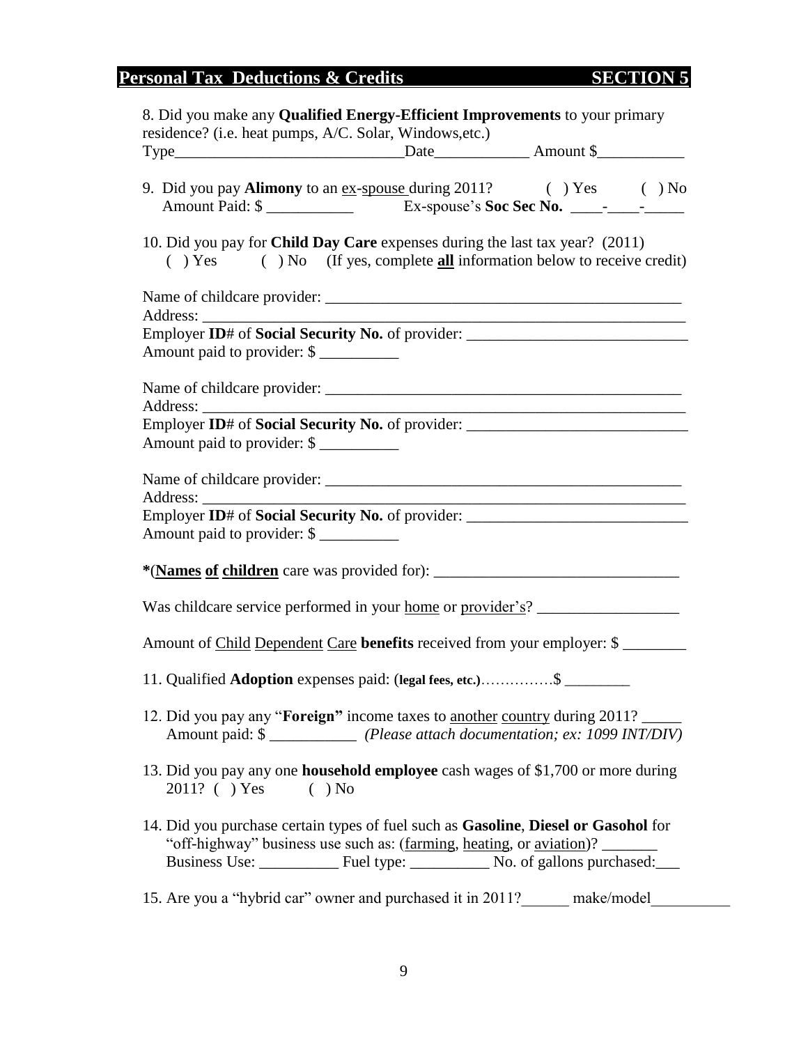## Personal Tax Deductions & Credits SECTION 5

8. Did you make any **Qualified Energy-Efficient Improvements** to your primary residence? (i.e. heat pumps, A/C. Solar, Windows,etc.)
Type______________________________Date____________ Amount $___________

9. Did you pay **Alimony** to an ex-spouse during 2011? ( ) Yes ( ) No
Amount Paid: $ ___________ Ex-spouse's **Soc Sec No.** ____-____-_____

10. Did you pay for **Child Day Care** expenses during the last tax year? (2011)
( ) Yes ( ) No (If yes, complete **all** information below to receive credit)

Name of childcare provider: _______________________________________________
Address: _____________________________________________________________
Employer **ID**# of **Social Security No.** of provider: ____________________________
Amount paid to provider: $ __________

Name of childcare provider: _______________________________________________
Address: _____________________________________________________________
Employer **ID**# of **Social Security No.** of provider: ____________________________
Amount paid to provider: $ __________

Name of childcare provider: _______________________________________________
Address: _____________________________________________________________
Employer **ID**# of **Social Security No.** of provider: ____________________________
Amount paid to provider: $ __________

**\***(**Names of children** care was provided for): _______________________________

Was childcare service performed in your home or provider's? __________________

Amount of Child Dependent Care **benefits** received from your employer: $ ________

11. Qualified **Adoption** expenses paid: (**legal fees, etc.**)……………$ ________

12. Did you pay any "**Foreign"** income taxes to another country during 2011? _____
Amount paid: $ ___________ *(Please attach documentation; ex: 1099 INT/DIV)*

13. Did you pay any one **household employee** cash wages of $1,700 or more during 2011? ( ) Yes ( ) No

14. Did you purchase certain types of fuel such as **Gasoline**, **Diesel or Gasohol** for "off-highway" business use such as: (farming, heating, or aviation)? _______
Business Use: __________ Fuel type: __________ No. of gallons purchased:___

15. Are you a "hybrid car" owner and purchased it in 2011?______ make/model__________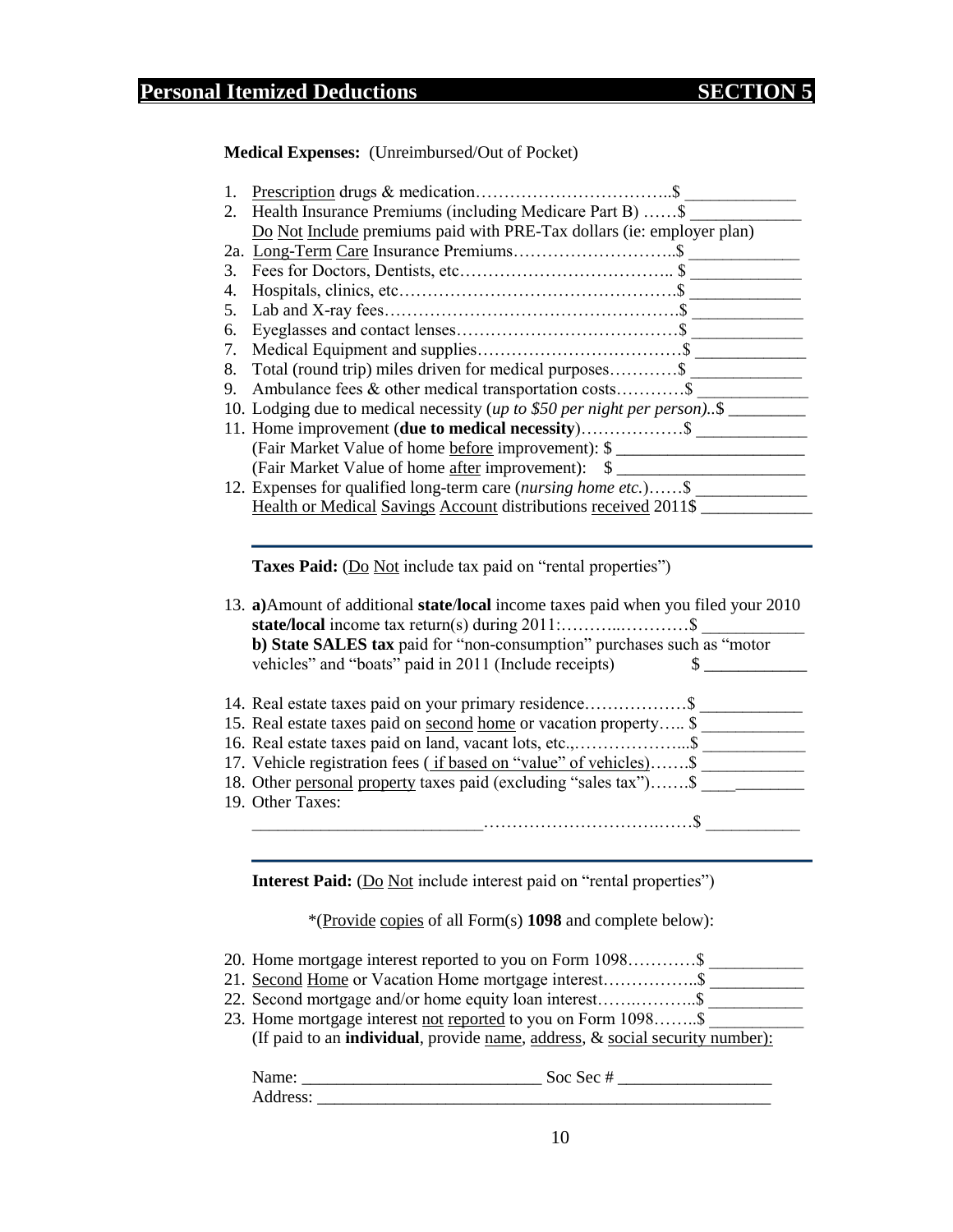## Personal Itemized Deductions SECTION 5

**Medical Expenses:** (Unreimbursed/Out of Pocket)

1. Prescription drugs & medication……………………………..$ ____________
2. Health Insurance Premiums (including Medicare Part B) ……$ ____________
   Do Not Include premiums paid with PRE-Tax dollars (ie: employer plan)

2a. Long-Term Care Insurance Premiums………………………..$ ____________

3. Fees for Doctors, Dentists, etc……………………………….. $ ____________
4. Hospitals, clinics, etc………………………………………….$ ____________
5. Lab and X-ray fees…………………………………………….$ ____________
6. Eyeglasses and contact lenses…………………………………$ ____________
7. Medical Equipment and supplies………………………………$ ____________
8. Total (round trip) miles driven for medical purposes…………$ ____________
9. Ambulance fees & other medical transportation costs…………$ ____________
10. Lodging due to medical necessity (*up to $50 per night per person)*..$ ________
11. Home improvement (**due to medical necessity**)………………$ ____________
    (Fair Market Value of home before improvement): $ ____________________
    (Fair Market Value of home after improvement): $ ____________________
12. Expenses for qualified long-term care (*nursing home etc.*)……$ ____________
    Health or Medical Savings Account distributions received 2011$ ____________

---

**Taxes Paid:** (Do Not include tax paid on "rental properties")

13. **a)** Amount of additional **state/local** income taxes paid when you filed your 2010 **state/local** income tax return(s) during 2011:………..…………$ ___________
    **b) State SALES tax** paid for "non-consumption" purchases such as "motor vehicles" and "boats" paid in 2011 (Include receipts) $ ___________

14. Real estate taxes paid on your primary residence………………$ ___________
15. Real estate taxes paid on second home or vacation property….. $ ___________
16. Real estate taxes paid on land, vacant lots, etc.,………………...$ ___________
17. Vehicle registration fees ( if based on "value" of vehicles)…….$ ___________
18. Other personal property taxes paid (excluding "sales tax")…….$ ___________
19. Other Taxes:
    _________________________……………………………..……$ ___________

---

**Interest Paid:** (Do Not include interest paid on "rental properties")

*(Provide copies of all Form(s) **1098** and complete below):

20. Home mortgage interest reported to you on Form 1098…………$ ___________
21. Second Home or Vacation Home mortgage interest……………..$ ___________
22. Second mortgage and/or home equity loan interest…….………..$ ___________
23. Home mortgage interest not reported to you on Form 1098……..$ ___________
    (If paid to an **individual**, provide name, address, & social security number):

Name: __________________________ Soc Sec # ________________
Address: ____________________________________________________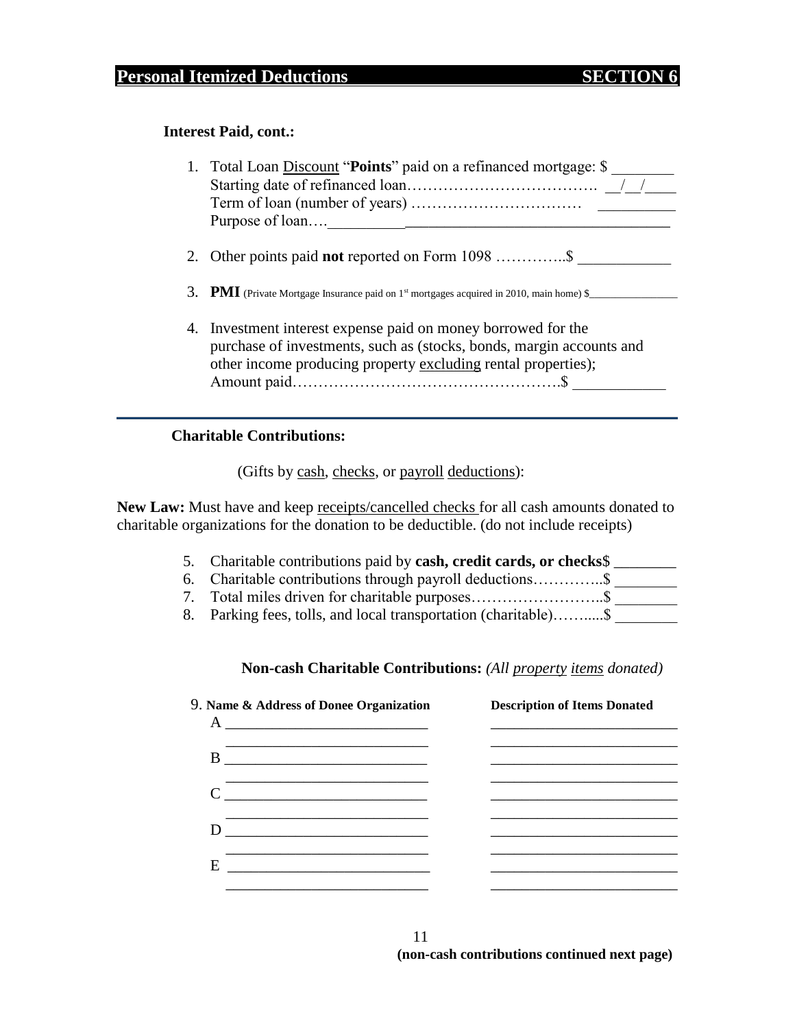## Personal Itemized Deductions — SECTION 6

**Interest Paid, cont.:**

1. Total Loan Discount "**Points**" paid on a refinanced mortgage: $ ________
   Starting date of refinanced loan………………………………. __/__/____
   Term of loan (number of years) …………………………… _________
   Purpose of loan….__________________________________________

2. Other points paid **not** reported on Form 1098 …………..$ ____________

3. **PMI** (Private Mortgage Insurance paid on 1st mortgages acquired in 2010, main home) $________________

4. Investment interest expense paid on money borrowed for the purchase of investments, such as (stocks, bonds, margin accounts and other income producing property excluding rental properties);
   Amount paid…………………………………………….$ ____________

---

**Charitable Contributions:**

(Gifts by cash, checks, or payroll deductions):

**New Law:** Must have and keep receipts/cancelled checks for all cash amounts donated to charitable organizations for the donation to be deductible. (do not include receipts)

5. Charitable contributions paid by **cash, credit cards, or checks**$ ________
6. Charitable contributions through payroll deductions…………..$ ________
7. Total miles driven for charitable purposes……………………..$ ________
8. Parking fees, tolls, and local transportation (charitable)……....$ ________

**Non-cash Charitable Contributions:** *(All property items donated)*

9.

| Name & Address of Donee Organization | Description of Items Donated |
|---|---|
| A ___________________________ | ___________________________ |
| ___________________________ | ___________________________ |
| B ___________________________ | ___________________________ |
| ___________________________ | ___________________________ |
| C ___________________________ | ___________________________ |
| ___________________________ | ___________________________ |
| D ___________________________ | ___________________________ |
| ___________________________ | ___________________________ |
| E ___________________________ | ___________________________ |
| ___________________________ | ___________________________ |

**(non-cash contributions continued next page)**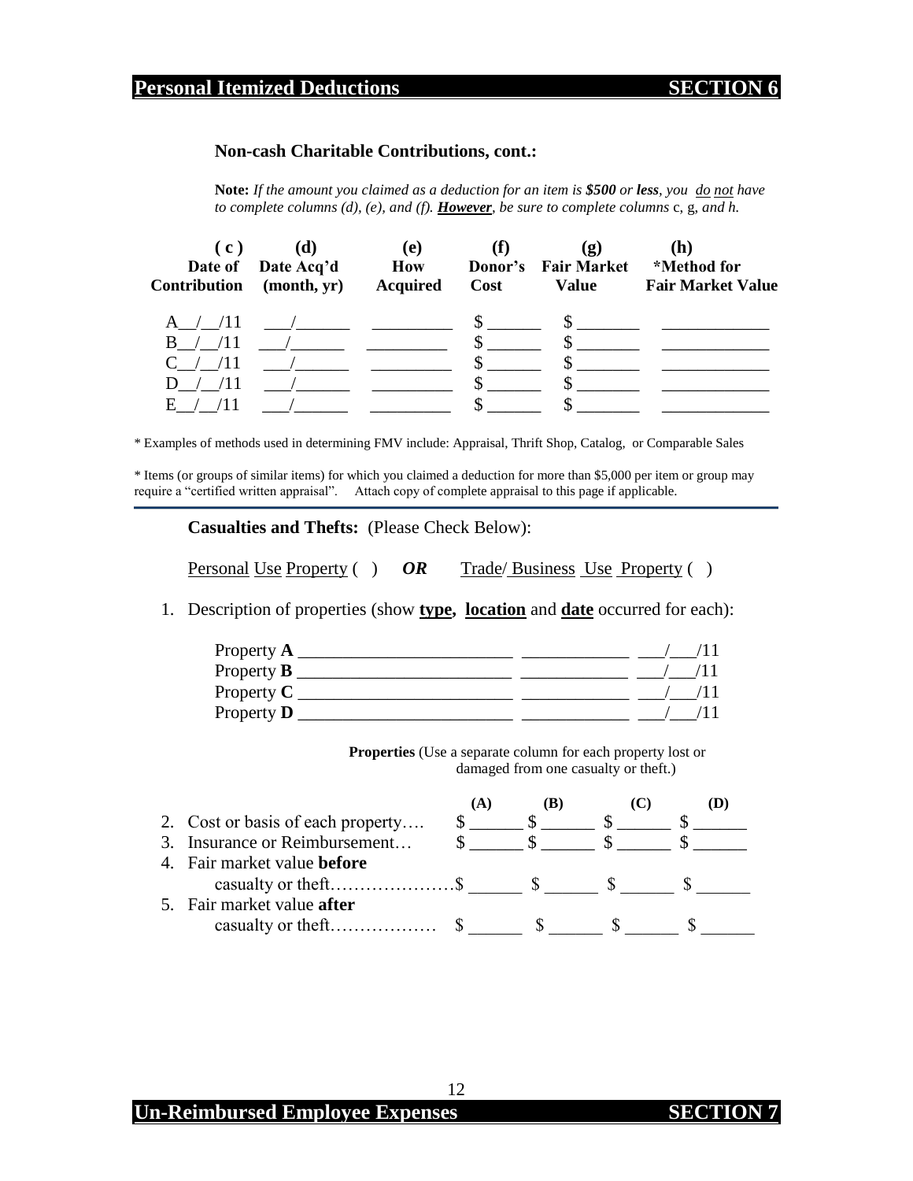## Personal Itemized Deductions SECTION 6

**Non-cash Charitable Contributions, cont.:**

**Note:** *If the amount you claimed as a deduction for an item is **$500** or **less**, you do not have to complete columns (d), (e), and (f).* ***However****, be sure to complete columns* c, g, *and h.*

| (c) Date of Contribution | (d) Date Acq'd (month, yr) | (e) How Acquired | (f) Donor's Cost | (g) Fair Market Value | (h) *Method for Fair Market Value |
|---|---|---|---|---|---|
| A__/__/11 | ___/______ | _________ | $ ______ | $ _______ | ____________ |
| B__/__/11 | ___/______ | _________ | $ ______ | $ _______ | ____________ |
| C__/__/11 | ___/______ | _________ | $ ______ | $ _______ | ____________ |
| D__/__/11 | ___/______ | _________ | $ ______ | $ _______ | ____________ |
| E__/__/11 | ___/______ | _________ | $ ______ | $ _______ | ____________ |

* Examples of methods used in determining FMV include: Appraisal, Thrift Shop, Catalog, or Comparable Sales

* Items (or groups of similar items) for which you claimed a deduction for more than $5,000 per item or group may require a "certified written appraisal". Attach copy of complete appraisal to this page if applicable.

**Casualties and Thefts:** (Please Check Below):

Personal Use Property ( ) ***OR*** Trade/ Business Use Property ( )

1. Description of properties (show **type**, **location** and **date** occurred for each):

   Property **A** ________________________ ____________ ___/___/11
   Property **B** ________________________ ____________ ___/___/11
   Property **C** ________________________ ____________ ___/___/11
   Property **D** ________________________ ____________ ___/___/11

**Properties** (Use a separate column for each property lost or damaged from one casualty or theft.)

| | (A) | (B) | (C) | (D) |
|---|---|---|---|---|
| 2. Cost or basis of each property…. | $ ______ | $ ______ | $ ______ | $ ______ |
| 3. Insurance or Reimbursement… | $ ______ | $ ______ | $ ______ | $ ______ |
| 4. Fair market value **before** casualty or theft………………… | $ ______ | $ ______ | $ ______ | $ ______ |
| 5. Fair market value **after** casualty or theft……………… | $ ______ | $ ______ | $ ______ | $ ______ |

## Un-Reimbursed Employee Expenses SECTION 7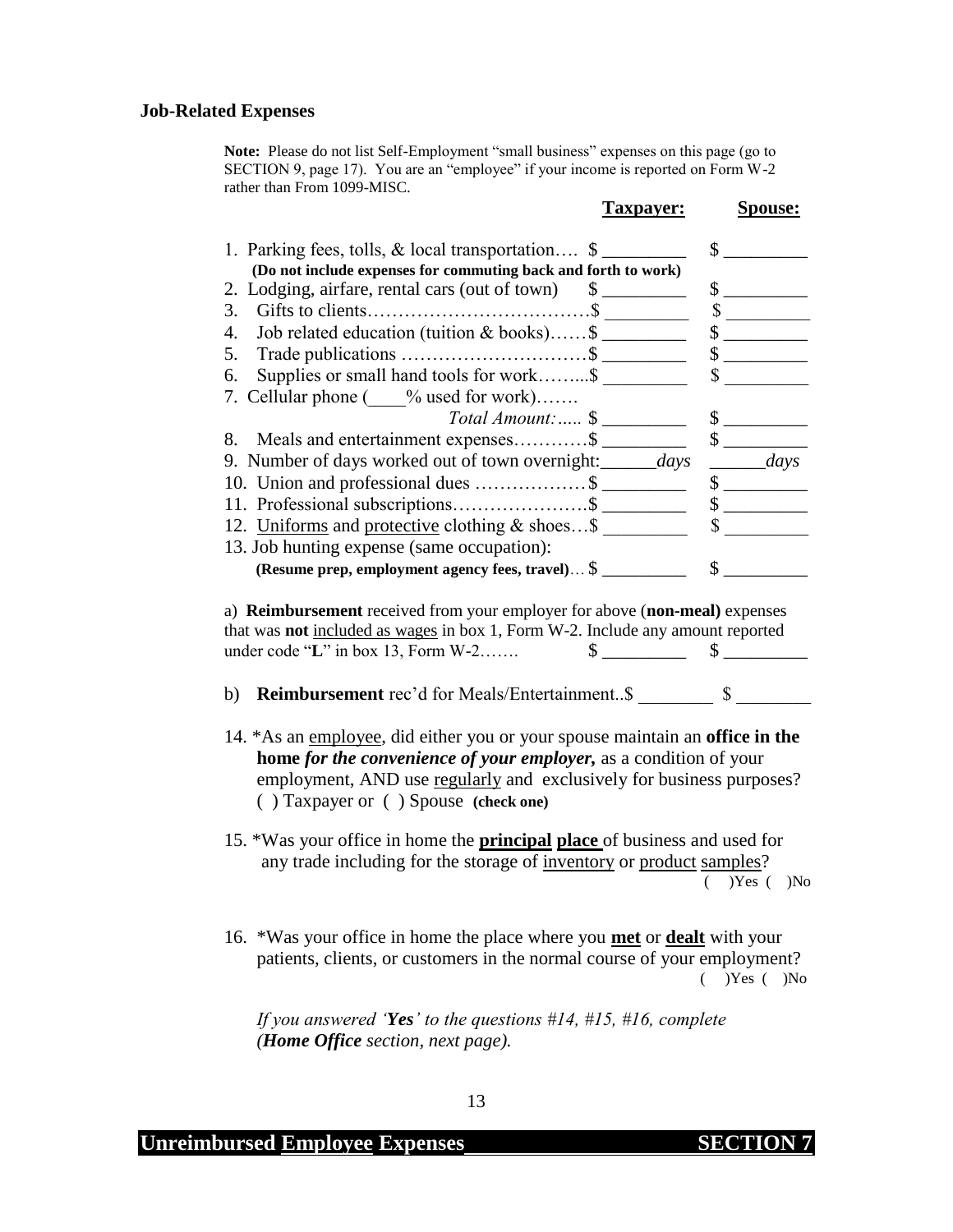## Job-Related Expenses

**Note:** Please do not list Self-Employment "small business" expenses on this page (go to SECTION 9, page 17). You are an "employee" if your income is reported on Form W-2 rather than From 1099-MISC.

| | Taxpayer: | Spouse: |
|---|---|---|
| 1. Parking fees, tolls, & local transportation…. **(Do not include expenses for commuting back and forth to work)** | $ ________ | $ ________ |
| 2. Lodging, airfare, rental cars (out of town) | $ ________ | $ ________ |
| 3. Gifts to clients……………………………… | $ ________ | $ ________ |
| 4. Job related education (tuition & books)…… | $ ________ | $ ________ |
| 5. Trade publications ………………………… | $ ________ | $ ________ |
| 6. Supplies or small hand tools for work……... | $ ________ | $ ________ |
| 7. Cellular phone (____% used for work)……. *Total Amount:*..... | $ ________ | $ ________ |
| 8. Meals and entertainment expenses………… | $ ________ | $ ________ |
| 9. Number of days worked out of town overnight: | ______*days* | ______*days* |
| 10. Union and professional dues ……………… | $ ________ | $ ________ |
| 11. Professional subscriptions………………….. | $ ________ | $ ________ |
| 12. Uniforms and protective clothing & shoes… | $ ________ | $ ________ |
| 13. Job hunting expense (same occupation): **(Resume prep, employment agency fees, travel)**… | $ ________ | $ ________ |
| a) **Reimbursement** received from your employer for above (**non-meal**) expenses that was **not** included as wages in box 1, Form W-2. Include any amount reported under code "**L**" in box 13, Form W-2……. | $ ________ | $ ________ |
| b) **Reimbursement** rec'd for Meals/Entertainment.. | $ ________ | $ ________ |

14. *As an employee, did either you or your spouse maintain an **office in the home** ***for the convenience of your employer,*** as a condition of your employment, AND use regularly and exclusively for business purposes?
( ) Taxpayer or ( ) Spouse **(check one)**

15. *Was your office in home the **principal place** of business and used for any trade including for the storage of inventory or product samples?
( )Yes ( )No

16. *Was your office in home the place where you **met** or **dealt** with your patients, clients, or customers in the normal course of your employment?
( )Yes ( )No

*If you answered '**Yes**' to the questions #14, #15, #16, complete (**Home Office** section, next page).*

**Unreimbursed Employee Expenses SECTION 7**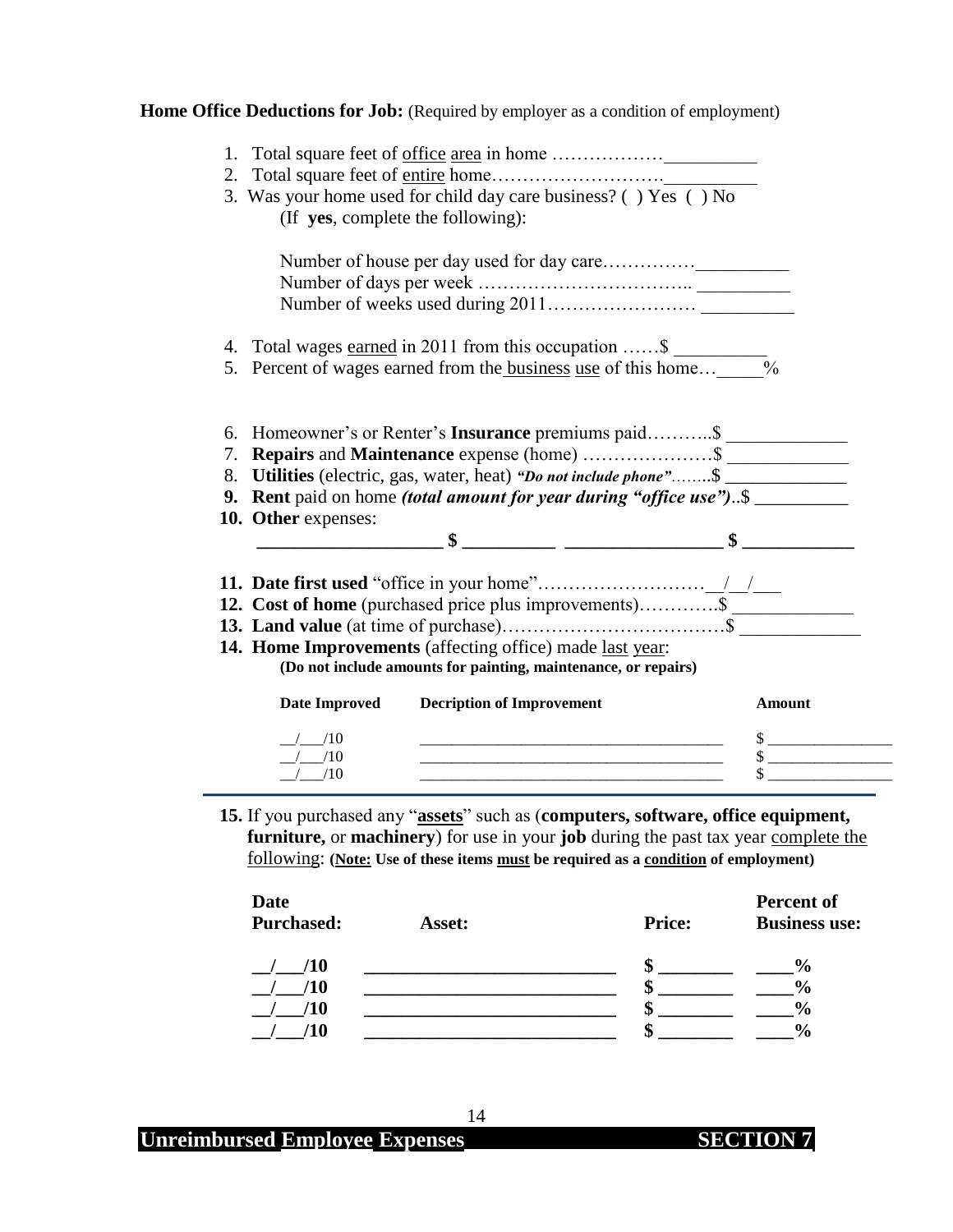**Home Office Deductions for Job:** (Required by employer as a condition of employment)

1. Total square feet of office area in home ……………… __________
2. Total square feet of entire home………………………. __________
3. Was your home used for child day care business? ( ) Yes ( ) No
   (If **yes**, complete the following):

   Number of house per day used for day care…………… __________
   Number of days per week …………………………….. __________
   Number of weeks used during 2011…………………… __________

4. Total wages earned in 2011 from this occupation ……$ __________
5. Percent of wages earned from the business use of this home…_____%

6. Homeowner's or Renter's **Insurance** premiums paid………..$ _____________
7. **Repairs** and **Maintenance** expense (home) …………………$ _____________
8. **Utilities** (electric, gas, water, heat) ***"Do not include phone"***……..$ _____________
9. **Rent** paid on home ***(total amount for year during "office use")***..$ __________
10. **Other** expenses:
    ____________________ $ __________ _________________ $ ____________

11. **Date first used** "office in your home"………………………__/__/___
12. **Cost of home** (purchased price plus improvements)…………$ _____________
13. **Land value** (at time of purchase)………………………………$ _____________
14. **Home Improvements** (affecting office) made last year:
    **(Do not include amounts for painting, maintenance, or repairs)**

| Date Improved | Decription of Improvement | Amount |
|---|---|---|
| __/___/10 | _____________________________________ | $ _______________ |
| __/___/10 | _____________________________________ | $ _______________ |
| __/___/10 | _____________________________________ | $ _______________ |

15. If you purchased any "**assets**" such as (**computers, software, office equipment, furniture,** or **machinery**) for use in your **job** during the past tax year complete the following: **(Note: Use of these items must be required as a condition of employment)**

| Date Purchased: | Asset: | Price: | Percent of Business use: |
|---|---|---|---|
| __/___/10 | ___________________________ | $ ________ | ____% |
| __/___/10 | ___________________________ | $ ________ | ____% |
| __/___/10 | ___________________________ | $ ________ | ____% |
| __/___/10 | ___________________________ | $ ________ | ____% |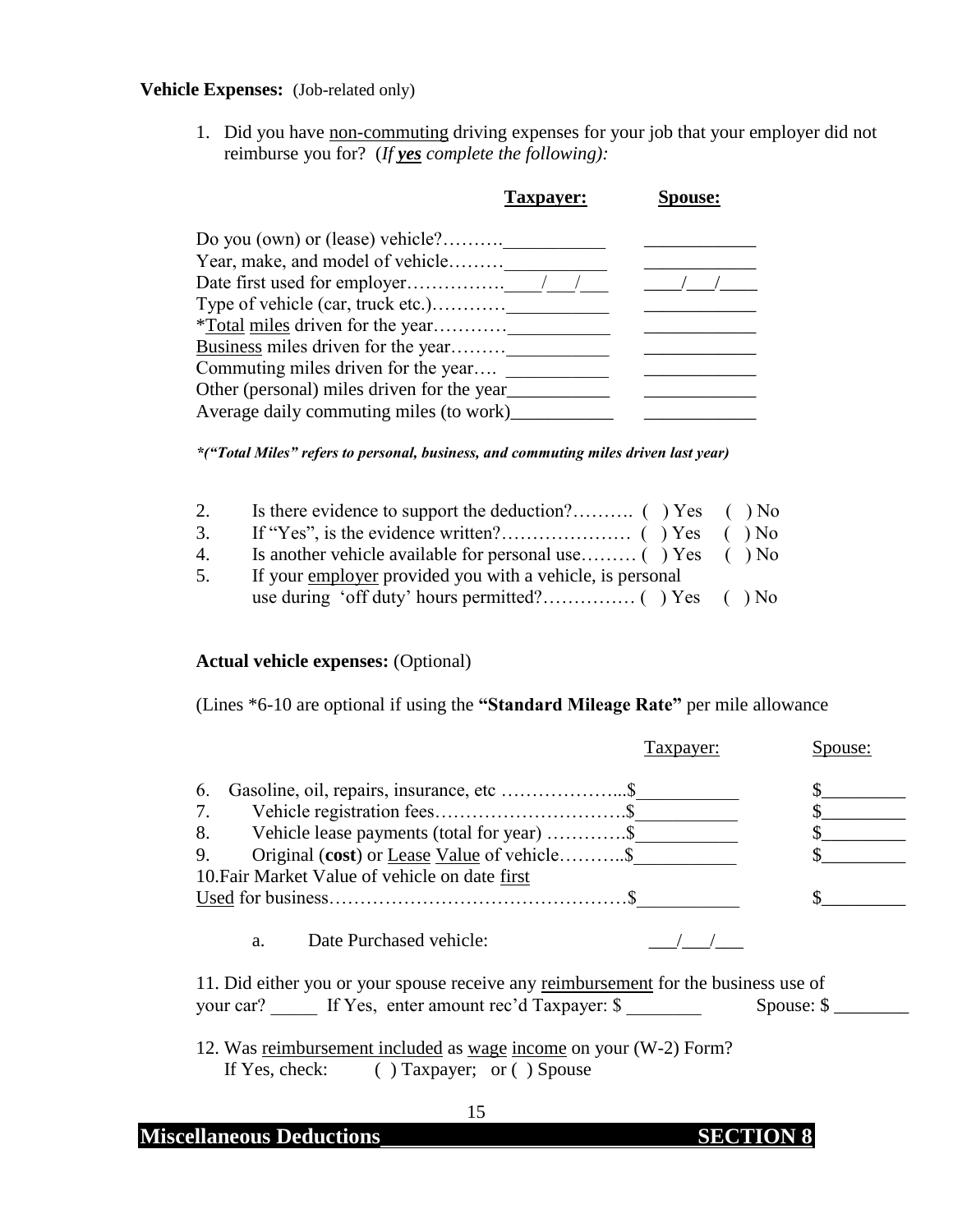**Vehicle Expenses:** (Job-related only)

1. Did you have non-commuting driving expenses for your job that your employer did not reimburse you for? (*If **yes** complete the following):*

| | **Taxpayer:** | **Spouse:** |
|---|---|---|
| Do you (own) or (lease) vehicle?………. | ___________ | ___________ |
| Year, make, and model of vehicle……… | ___________ | ___________ |
| Date first used for employer……………. | ___/___/___ | ___/___/___ |
| Type of vehicle (car, truck etc.)………… | ___________ | ___________ |
| *Total miles driven for the year………… | ___________ | ___________ |
| Business miles driven for the year……… | ___________ | ___________ |
| Commuting miles driven for the year…. | ___________ | ___________ |
| Other (personal) miles driven for the year | ___________ | ___________ |
| Average daily commuting miles (to work) | ___________ | ___________ |

***("Total Miles" refers to personal, business, and commuting miles driven last year)***

2. Is there evidence to support the deduction?………. ( ) Yes ( ) No
3. If "Yes", is the evidence written?………………… ( ) Yes ( ) No
4. Is another vehicle available for personal use……… ( ) Yes ( ) No
5. If your employer provided you with a vehicle, is personal use during 'off duty' hours permitted?…………… ( ) Yes ( ) No

**Actual vehicle expenses:** (Optional)

(Lines *6-10 are optional if using the **"Standard Mileage Rate"** per mile allowance

| | Taxpayer: | Spouse: |
|---|---|---|
| 6. Gasoline, oil, repairs, insurance, etc ………………... | $__________ | $_________ |
| 7. Vehicle registration fees…………………………. | $__________ | $_________ |
| 8. Vehicle lease payments (total for year) …………. | $__________ | $_________ |
| 9. Original (**cost**) or Lease Value of vehicle……….. | $__________ | $_________ |
| 10. Fair Market Value of vehicle on date first Used for business………………………………………… | $__________ | $_________ |
| a. Date Purchased vehicle: | ___/___/___ | |

11. Did either you or your spouse receive any reimbursement for the business use of your car? _____ If Yes, enter amount rec'd Taxpayer: $ ________ Spouse: $ ________

12. Was reimbursement included as wage income on your (W-2) Form?
    If Yes, check: ( ) Taxpayer; or ( ) Spouse

**Miscellaneous Deductions** **SECTION 8**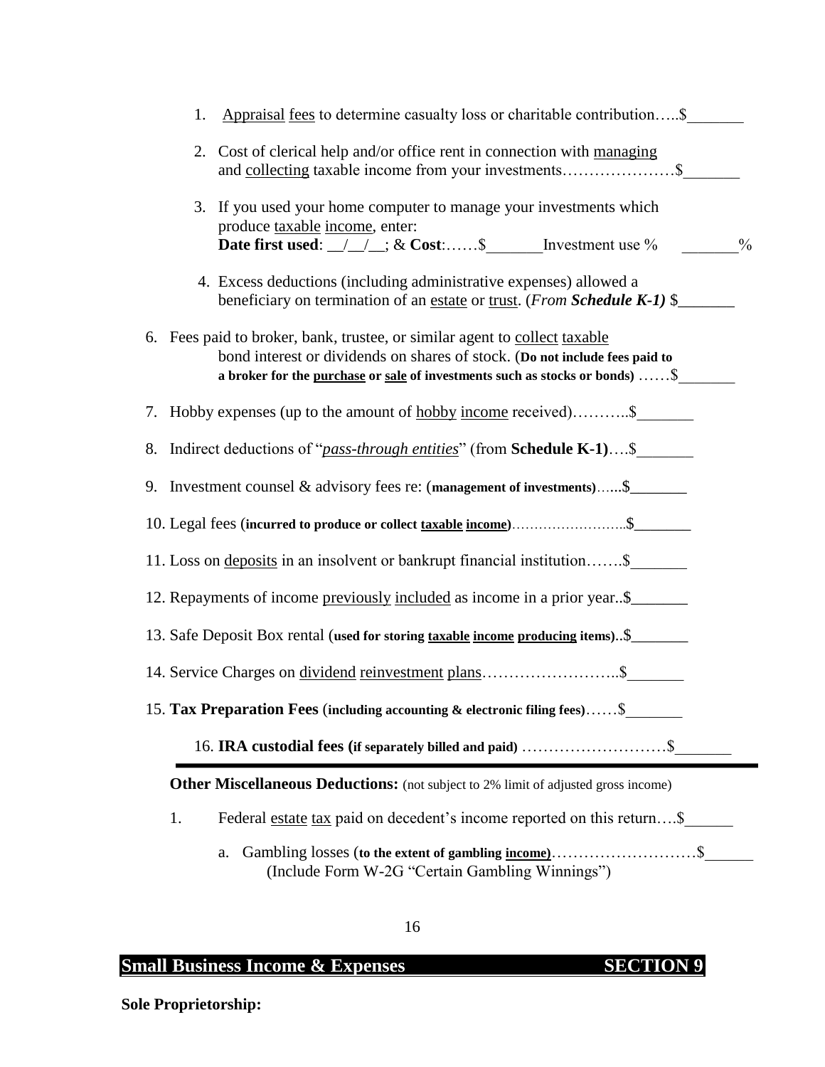1. Appraisal fees to determine casualty loss or charitable contribution…..$_______

2. Cost of clerical help and/or office rent in connection with managing and collecting taxable income from your investments…………………$_______

3. If you used your home computer to manage your investments which produce taxable income, enter:
   **Date first used**: __/__/__; & **Cost**:……$_______Investment use % _______%

4. Excess deductions (including administrative expenses) allowed a beneficiary on termination of an estate or trust. (*From **Schedule K-1)*** $_______

6. Fees paid to broker, bank, trustee, or similar agent to collect taxable bond interest or dividends on shares of stock. (**Do not include fees paid to a broker for the purchase or sale of investments such as stocks or bonds)** ……$_______

7. Hobby expenses (up to the amount of hobby income received)………..$_______

8. Indirect deductions of "*pass-through entities*" (from **Schedule K-1)**….$_______

9. Investment counsel & advisory fees re: (**management of investments)**…...$_______

10. Legal fees (**incurred to produce or collect taxable income)**……………………..$_______

11. Loss on deposits in an insolvent or bankrupt financial institution…….$_______

12. Repayments of income previously included as income in a prior year..$_______

13. Safe Deposit Box rental (**used for storing taxable income producing items)**..$_______

14. Service Charges on dividend reinvestment plans……………………..$_______

15. **Tax Preparation Fees** (**including accounting & electronic filing fees)**……$_______

16. **IRA custodial fees (if separately billed and paid)** ………………………$_______

---

**Other Miscellaneous Deductions:** (not subject to 2% limit of adjusted gross income)

1. Federal estate tax paid on decedent's income reported on this return….$______

   a. Gambling losses (**to the extent of gambling income)**………………………$______
      (Include Form W-2G "Certain Gambling Winnings")

## Small Business Income & Expenses — SECTION 9

**Sole Proprietorship:**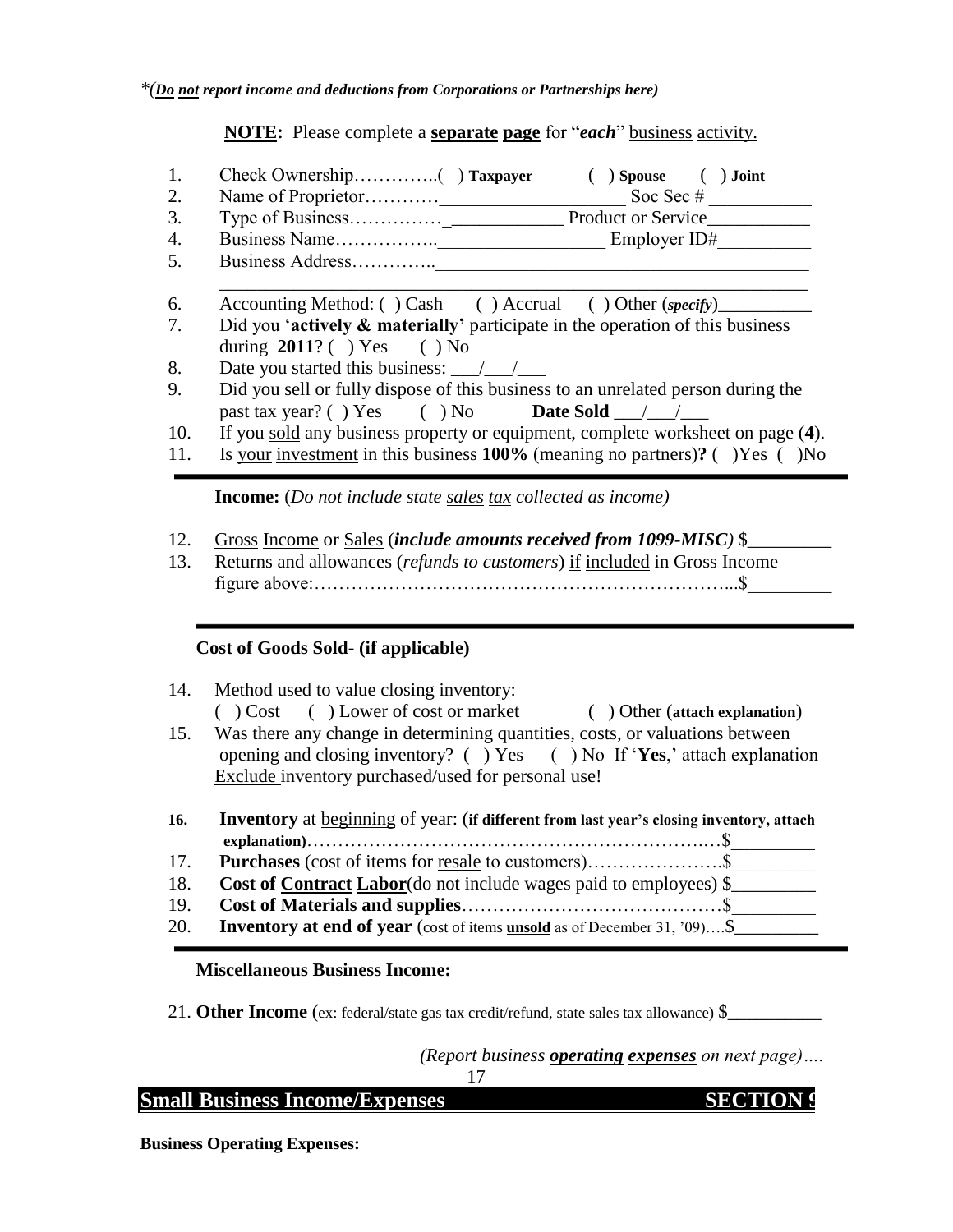*(***Do not*** *report income and deductions from Corporations or Partnerships here)*

**NOTE:** Please complete a **separate page** for "***each***" business activity.

1. Check Ownership…………..( ) **Taxpayer** ( ) **Spouse** ( ) **Joint**
2. Name of Proprietor…………___________________ Soc Sec # ___________
3. Type of Business……………____________ Product or Service___________
4. Business Name……………..__________________ Employer ID#__________
5. Business Address…………..________________________________________
   ________________________________________________________________
6. Accounting Method: ( ) Cash ( ) Accrual ( ) Other (*specify*)__________
7. Did you '**actively & materially'** participate in the operation of this business during **2011**? ( ) Yes ( ) No
8. Date you started this business: ___/___/___
9. Did you sell or fully dispose of this business to an unrelated person during the past tax year? ( ) Yes ( ) No **Date Sold** ___/___/___
10. If you sold any business property or equipment, complete worksheet on page (**4**).
11. Is your investment in this business **100%** (meaning no partners)**?** ( )Yes ( )No

**Income:** (*Do not include state sales tax collected as income)*

12. Gross Income or Sales (***include amounts received from 1099-MISC)*** $_________
13. Returns and allowances (*refunds to customers*) if included in Gross Income figure above:…………………………………………………………...$_________

**Cost of Goods Sold- (if applicable)**

14. Method used to value closing inventory:
    ( ) Cost ( ) Lower of cost or market ( ) Other (**attach explanation**)
15. Was there any change in determining quantities, costs, or valuations between opening and closing inventory? ( ) Yes ( ) No If '**Yes**,' attach explanation
    Exclude inventory purchased/used for personal use!

16. **Inventory** at beginning of year: (**if different from last year's closing inventory, attach explanation**)………………………………………………………….…$_________
17. **Purchases** (cost of items for resale to customers)………………….$_________
18. **Cost of Contract Labor**(do not include wages paid to employees) $_________
19. **Cost of Materials and supplies**…………………………………….$_________
20. **Inventory at end of year** (cost of items **unsold** as of December 31, '09)….$_________

**Miscellaneous Business Income:**

21. **Other Income** (ex: federal/state gas tax credit/refund, state sales tax allowance) $__________

*(Report business* ***operating expenses*** *on next page)….*

## Small Business Income/Expenses SECTION 9

**Business Operating Expenses:**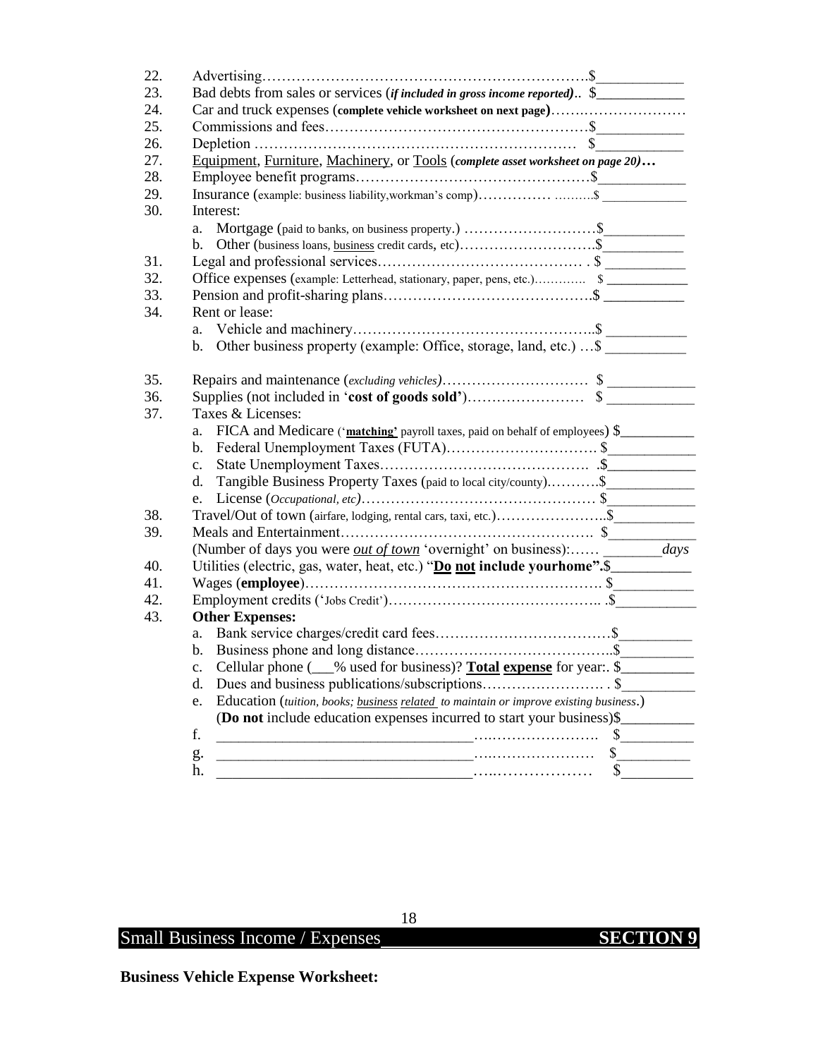22. Advertising……………………………………………………………$___________
23. Bad debts from sales or services (***if included in gross income reported)***.. $___________
24. Car and truck expenses (**complete vehicle worksheet on next page**)………………………
25. Commissions and fees………………………………………………$___________
26. Depletion ………………………………………………………… $___________
27. Equipment, Furniture, Machinery, or Tools (***complete asset worksheet on page 20)…***
28. Employee benefit programs…………………………………………$___________
29. Insurance (example: business liability,workman's comp)…………… ……….$ ____________
30. Interest:
    a. Mortgage (paid to banks, on business property.) ………………………$___________
    b. Other (business loans, business credit cards, etc)……………………….$___________
31. Legal and professional services……………………………………. . $ ___________
32. Office expenses (example: Letterhead, stationary, paper, pens, etc.)…………. $ ___________
33. Pension and profit-sharing plans…………………………………….$ ___________
34. Rent or lease:
    a. Vehicle and machinery…………………………………………..$ ___________
    b. Other business property (example: Office, storage, land, etc.) …$ ___________

35. Repairs and maintenance (*excluding vehicles)*………………………… $ ___________
36. Supplies (not included in '**cost of goods sold'**)…………………… $ ___________
37. Taxes & Licenses:
    a. FICA and Medicare ('**matching'** payroll taxes, paid on behalf of employees) $__________
    b. Federal Unemployment Taxes (FUTA)…………………………. $___________
    c. State Unemployment Taxes……………………………………. .$___________
    d. Tangible Business Property Taxes (paid to local city/county).……….$___________
    e. License (*Occupational, etc)*………………………………………… $___________
38. Travel/Out of town (airfare, lodging, rental cars, taxi, etc.)…………………..$___________
39. Meals and Entertainment……………………………………………. $___________
    (Number of days you were ***out of town*** 'overnight' on business):…… ________*days*
40. Utilities (electric, gas, water, heat, etc.) "**Do not include yourhome".**$___________
41. Wages (**employee**)……………………………………………………. $___________
42. Employment credits ('Jobs Credit')…………………………………….. .$___________
43. **Other Expenses:**
    a. Bank service charges/credit card fees………………………………$__________
    b. Business phone and long distance…………………………………..$__________
    c. Cellular phone (___% used for business)? **Total expense** for year:. $__________
    d. Dues and business publications/subscriptions……………………. . $__________
    e. Education (*tuition, books; business related to maintain or improve existing business*.)
       (**Do not** include education expenses incurred to start your business)$__________
    f. _________________________________……………………. $__________
    g. _________________________________…………………… $__________
    h. _________________________________…..……………… $__________

## Small Business Income / Expenses **SECTION 9**

**Business Vehicle Expense Worksheet:**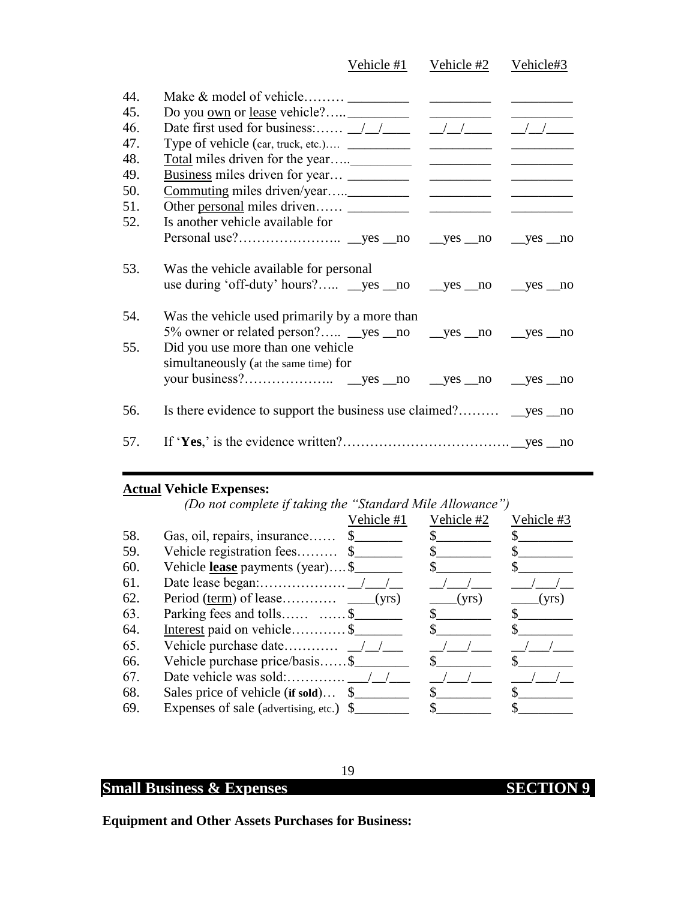| | | Vehicle #1 | Vehicle #2 | Vehicle#3 |
|---|---|---|---|---|
| 44. | Make & model of vehicle……… | _________ | _________ | _________ |
| 45. | Do you own or lease vehicle?….. | _________ | _________ | _________ |
| 46. | Date first used for business:…… | __/__/____ | __/__/____ | __/__/____ |
| 47. | Type of vehicle (car, truck, etc.)…. | _________ | _________ | _________ |
| 48. | Total miles driven for the year….. | _________ | _________ | _________ |
| 49. | Business miles driven for year… | _________ | _________ | _________ |
| 50. | Commuting miles driven/year….. | _________ | _________ | _________ |
| 51. | Other personal miles driven…… | _________ | _________ | _________ |
| 52. | Is another vehicle available for Personal use?………………….. | __yes __no | __yes __no | __yes __no |
| 53. | Was the vehicle available for personal use during 'off-duty' hours?….. | __yes __no | __yes __no | __yes __no |
| 54. | Was the vehicle used primarily by a more than 5% owner or related person?….. | __yes __no | __yes __no | __yes __no |
| 55. | Did you use more than one vehicle simultaneously (at the same time) for your business?……………….. | __yes __no | __yes __no | __yes __no |

56. Is there evidence to support the business use claimed?……… __yes __no

57. If '**Yes**,' is the evidence written?………………………………. __yes __no

---

**Actual Vehicle Expenses:**

*(Do not complete if taking the "Standard Mile Allowance")*

| | | Vehicle #1 | Vehicle #2 | Vehicle #3 |
|---|---|---|---|---|
| 58. | Gas, oil, repairs, insurance…… | $_______ | $________ | $________ |
| 59. | Vehicle registration fees……… | $_______ | $________ | $________ |
| 60. | Vehicle **lease** payments (year)…. | $_______ | $________ | $________ |
| 61. | Date lease began:………………. | __/___/__ | __/___/___ | ___/___/__ |
| 62. | Period (term) of lease………… | ____(yrs) | ____(yrs) | ____(yrs) |
| 63. | Parking fees and tolls…… …… | $_______ | $________ | $________ |
| 64. | Interest paid on vehicle………… | $_______ | $________ | $________ |
| 65. | Vehicle purchase date………… | __/__/___ | __/___/___ | __/___/___ |
| 66. | Vehicle purchase price/basis…… | $________ | $________ | $________ |
| 67. | Date vehicle was sold:…………. | ___/__/___ | __/___/___ | ___/___/__ |
| 68. | Sales price of vehicle (**if sold**)… | $________ | $________ | $________ |
| 69. | Expenses of sale (advertising, etc.) | $________ | $________ | $________ |

**Equipment and Other Assets Purchases for Business:**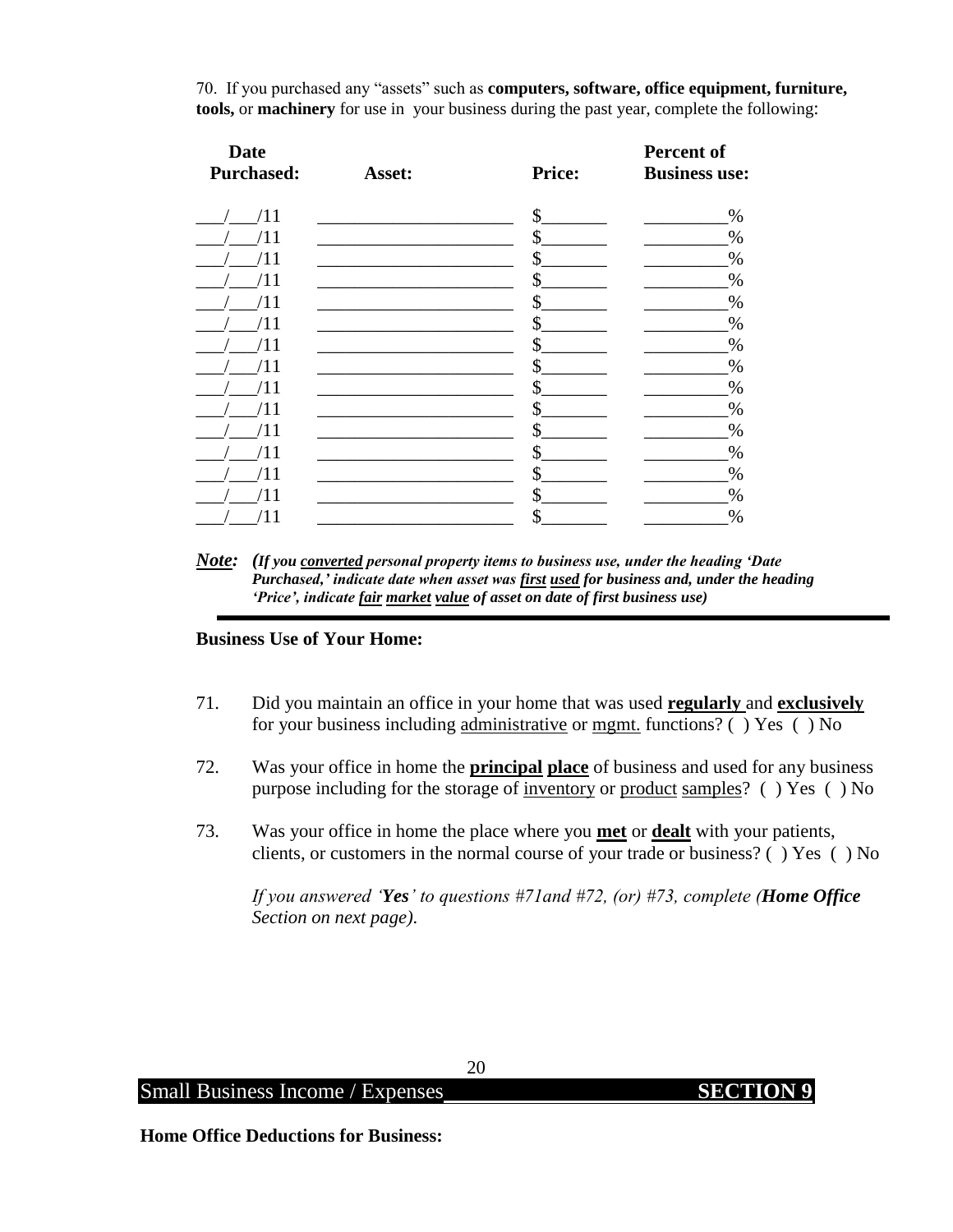70. If you purchased any "assets" such as **computers, software, office equipment, furniture, tools,** or **machinery** for use in your business during the past year, complete the following:

| Date Purchased: | Asset: | Price: | Percent of Business use: |
|---|---|---|---|
| ___/___/11 | ______________________ | $_______ | _________% |
| ___/___/11 | ______________________ | $_______ | _________% |
| ___/___/11 | ______________________ | $_______ | _________% |
| ___/___/11 | ______________________ | $_______ | _________% |
| ___/___/11 | ______________________ | $_______ | _________% |
| ___/___/11 | ______________________ | $_______ | _________% |
| ___/___/11 | ______________________ | $_______ | _________% |
| ___/___/11 | ______________________ | $_______ | _________% |
| ___/___/11 | ______________________ | $_______ | _________% |
| ___/___/11 | ______________________ | $_______ | _________% |
| ___/___/11 | ______________________ | $_______ | _________% |
| ___/___/11 | ______________________ | $_______ | _________% |
| ___/___/11 | ______________________ | $_______ | _________% |
| ___/___/11 | ______________________ | $_______ | _________% |
| ___/___/11 | ______________________ | $_______ | _________% |

***Note:*** ***(If you converted personal property items to business use, under the heading 'Date Purchased,' indicate date when asset was first used for business and, under the heading 'Price', indicate fair market value of asset on date of first business use)***

---

**Business Use of Your Home:**

71. Did you maintain an office in your home that was used **regularly** and **exclusively** for your business including administrative or mgmt. functions? ( ) Yes ( ) No

72. Was your office in home the **principal place** of business and used for any business purpose including for the storage of inventory or product samples? ( ) Yes ( ) No

73. Was your office in home the place where you **met** or **dealt** with your patients, clients, or customers in the normal course of your trade or business? ( ) Yes ( ) No

*If you answered '**Yes**' to questions #71and #72, (or) #73, complete (**Home Office** Section on next page).*

## Small Business Income / Expenses — SECTION 9

**Home Office Deductions for Business:**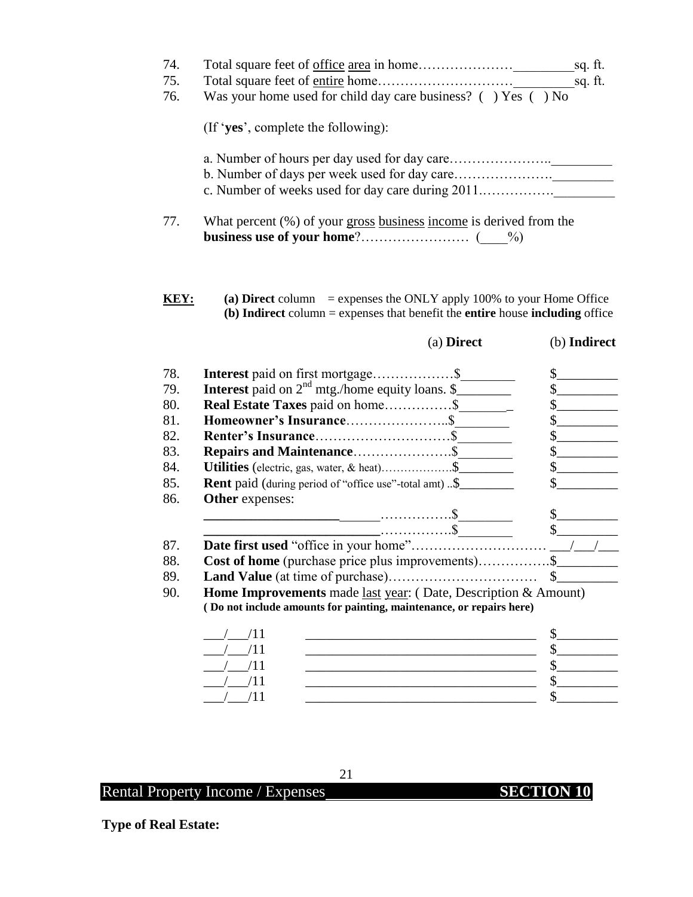74. Total square feet of <u>office</u> <u>area</u> in home………………… _________sq. ft.
75. Total square feet of <u>entire</u> home………………………… _________sq. ft.
76. Was your home used for child day care business? ( ) Yes ( ) No

(If '**yes**', complete the following):

a. Number of hours per day used for day care…………………..__________
b. Number of days per week used for day care………………….__________
c. Number of weeks used for day care during 2011…………….__________

77. What percent (%) of your <u>gross</u> <u>business</u> <u>income</u> is derived from the **business use of your home**?…………………… (____%)

**<u>KEY:</u>** **(a) Direct** column = expenses the ONLY apply 100% to your Home Office
**(b) Indirect** column = expenses that benefit the **entire** house **including** office

| | | (a) **Direct** | (b) **Indirect** |
|---|---|---|---|
| 78. | **Interest** paid on first mortgage……………… | $________ | $_________ |
| 79. | **Interest** paid on 2nd mtg./home equity loans. | $________ | $_________ |
| 80. | **Real Estate Taxes** paid on home…………… | $________ | $_________ |
| 81. | **Homeowner's Insurance**………………….. | $________ | $_________ |
| 82. | **Renter's Insurance**………………………… | $________ | $_________ |
| 83. | **Repairs and Maintenance**…………………. | $________ | $_________ |
| 84. | **Utilities** (electric, gas, water, & heat)………………. | $________ | $_________ |
| 85. | **Rent** paid (during period of "office use"-total amt) .. | $________ | $_________ |
| 86. | **Other** expenses: | | |
| | ____________________……………. | $________ | $_________ |
| | ____________________……………. | $________ | $_________ |

87. **Date first used** "office in your home"………………………… ___/___/___
88. **Cost of home** (purchase price plus improvements)…………….$_________
89. **Land Value** (at time of purchase)…………………………… $_________
90. **Home Improvements** made <u>last</u> <u>year</u>: ( Date, Description & Amount)
**( Do not include amounts for painting, maintenance, or repairs here)**

| Date | Description | Amount |
|---|---|---|
| ___/___/11 | ______________________________ | $_________ |
| ___/___/11 | ______________________________ | $_________ |
| ___/___/11 | ______________________________ | $_________ |
| ___/___/11 | ______________________________ | $_________ |
| ___/___/11 | ______________________________ | $_________ |

## Rental Property Income / Expenses **SECTION 10**

**Type of Real Estate:**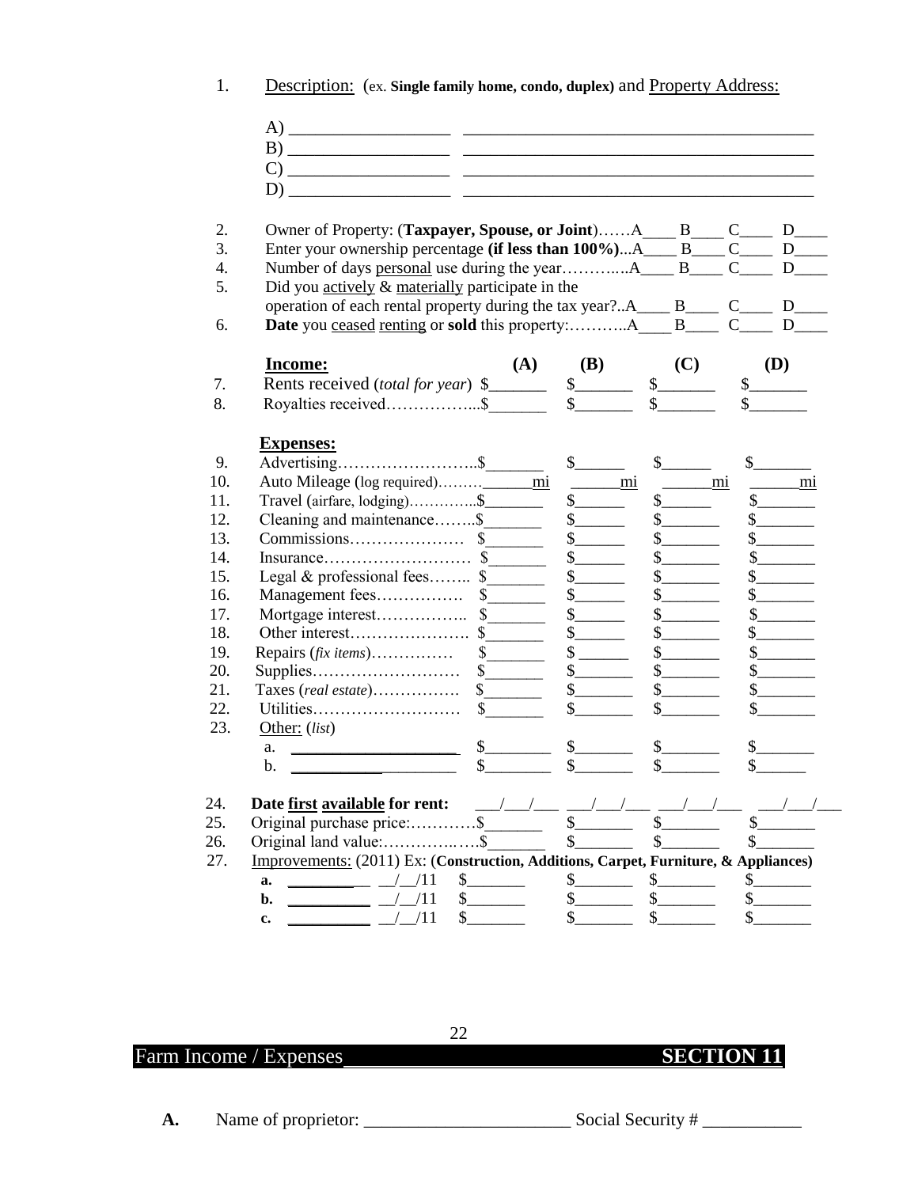1. Description: (ex. **Single family home, condo, duplex**) and Property Address:

   A) __________________ ________________________________________
   B) __________________ ________________________________________
   C) __________________ ________________________________________
   D) __________________ ________________________________________

2. Owner of Property: (**Taxpayer, Spouse, or Joint**)……A____ B____ C____ D____
3. Enter your ownership percentage **(if less than 100%)**...A____ B____ C____ D____
4. Number of days personal use during the year………...A____ B____ C____ D____
5. Did you actively & materially participate in the operation of each rental property during the tax year?..A____ B____ C____ D____
6. **Date** you ceased renting or **sold** this property:………..A____ B____ C____ D____

| | **Income:** | **(A)** | **(B)** | **(C)** | **(D)** |
|---|---|---|---|---|---|
| 7. | Rents received (*total for year*) | $_______ | $_______ | $_______ | $_______ |
| 8. | Royalties received……………... | $_______ | $_______ | $_______ | $_______ |
| | **Expenses:** | | | | |
| 9. | Advertising…………………….. | $_______ | $______ | $______ | $_______ |
| 10. | Auto Mileage (log required)……… | ______mi | ______mi | ______mi | ______mi |
| 11. | Travel (airfare, lodging)…………... | $_______ | $______ | $______ | $_______ |
| 12. | Cleaning and maintenance……... | $_______ | $______ | $_______ | $_______ |
| 13. | Commissions………………… | $_______ | $______ | $_______ | $_______ |
| 14. | Insurance……………………… | $_______ | $______ | $_______ | $_______ |
| 15. | Legal & professional fees…….. | $_______ | $______ | $_______ | $_______ |
| 16. | Management fees……………. | $_______ | $______ | $_______ | $_______ |
| 17. | Mortgage interest…………….. | $_______ | $______ | $_______ | $_______ |
| 18. | Other interest…………………. | $_______ | $______ | $_______ | $_______ |
| 19. | Repairs (*fix items*)…………… | $_______ | $______ | $_______ | $_______ |
| 20. | Supplies……………………… | $_______ | $_______ | $_______ | $_______ |
| 21. | Taxes (*real estate*)……………. | $_______ | $_______ | $_______ | $_______ |
| 22. | Utilities……………………… | $_______ | $_______ | $_______ | $_______ |
| 23. | Other: (*list*) | | | | |
| | a. ____________________ | $________ | $_______ | $_______ | $_______ |
| | b. ____________________ | $________ | $_______ | $_______ | $______ |
| 24. | **Date first available for rent:** | ___/___/___ | ___/___/___ | ___/___/___ | ___/___/___ |
| 25. | Original purchase price:………… | $_______ | $_______ | $_______ | $_______ |
| 26. | Original land value:……………. | $_______ | $_______ | $_______ | $_______ |

27. Improvements: (2011) Ex: (**Construction, Additions, Carpet, Furniture, & Appliances**)

| | | Date | (A) | (B) | (C) | (D) |
|---|---|---|---|---|---|---|
| **a.** | __________ | __/__/11 | $_______ | $_______ | $_______ | $_______ |
| **b.** | __________ | __/__/11 | $_______ | $_______ | $_______ | $_______ |
| **c.** | __________ | __/__/11 | $_______ | $_______ | $_______ | $_______ |

## Farm Income / Expenses — SECTION 11

**A.** Name of proprietor: _______________________ Social Security # ___________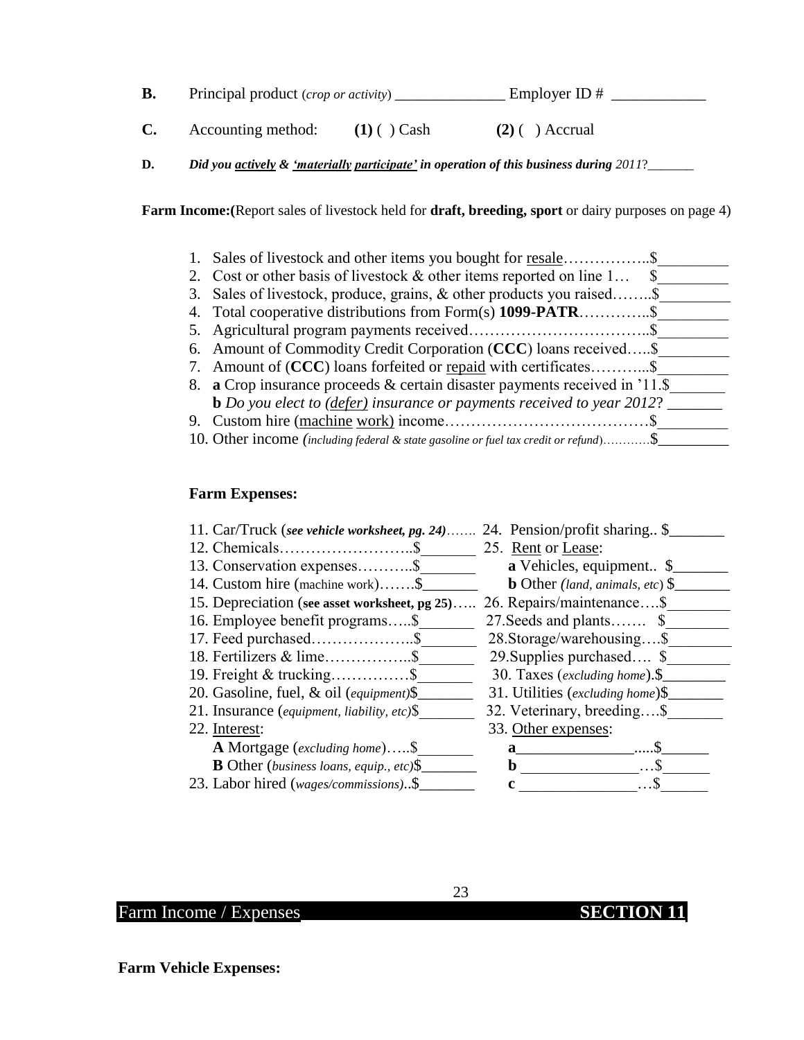**B.** Principal product (*crop or activity*) _______________ Employer ID # ____________

**C.** Accounting method: **(1)** ( ) Cash **(2)** ( ) Accrual

**D.** ***Did you actively & 'materially participate' in operation of this business during** 2011*?_______

**Farm Income:(**Report sales of livestock held for **draft, breeding, sport** or dairy purposes on page 4)

1. Sales of livestock and other items you bought for resale……………..$_________
2. Cost or other basis of livestock & other items reported on line 1… $_________
3. Sales of livestock, produce, grains, & other products you raised……..$_________
4. Total cooperative distributions from Form(s) **1099-PATR**…………..$_________
5. Agricultural program payments received……………………………..$_________
6. Amount of Commodity Credit Corporation (**CCC**) loans received…..$_________
7. Amount of (**CCC**) loans forfeited or repaid with certificates………...$_________
8. **a** Crop insurance proceeds & certain disaster payments received in '11.$_______
   **b** *Do you elect to (defer) insurance or payments received to year 2012*? _______
9. Custom hire (machine work) income…………………………………$_________
10. Other income *(including federal & state gasoline or fuel tax credit or refund)*…………$_________

**Farm Expenses:**

11. Car/Truck (***see vehicle worksheet, pg. 24***)…….
12. Chemicals……………………..$_______
13. Conservation expenses………..$_______
14. Custom hire (machine work)…….$_______
15. Depreciation (**see asset worksheet, pg 25**)…..
16. Employee benefit programs…..$_______
17. Feed purchased………………..$_______
18. Fertilizers & lime……………..$_______
19. Freight & trucking……………$_______
20. Gasoline, fuel, & oil (*equipment*)$_______
21. Insurance (*equipment, liability, etc*)$_______
22. Interest:
    **A** Mortgage (*excluding home*)…..$_______
    **B** Other (*business loans, equip., etc*)$_______
23. Labor hired (*wages/commissions*)..$_______
24. Pension/profit sharing.. $_______
25. Rent or Lease:
    **a** Vehicles, equipment.. $_______
    **b** Other *(land, animals, etc*) $_______
26. Repairs/maintenance….$________
27. Seeds and plants……. $________
28. Storage/warehousing….$________
29. Supplies purchased…. $________
30. Taxes (*excluding home*).$________
31. Utilities (*excluding home*)$_______
32. Veterinary, breeding….$_______
33. Other expenses:
    **a**_______________.....$______
    **b** _______________…$______
    **c** _______________…$______

Farm Income / Expenses **SECTION 11**

**Farm Vehicle Expenses:**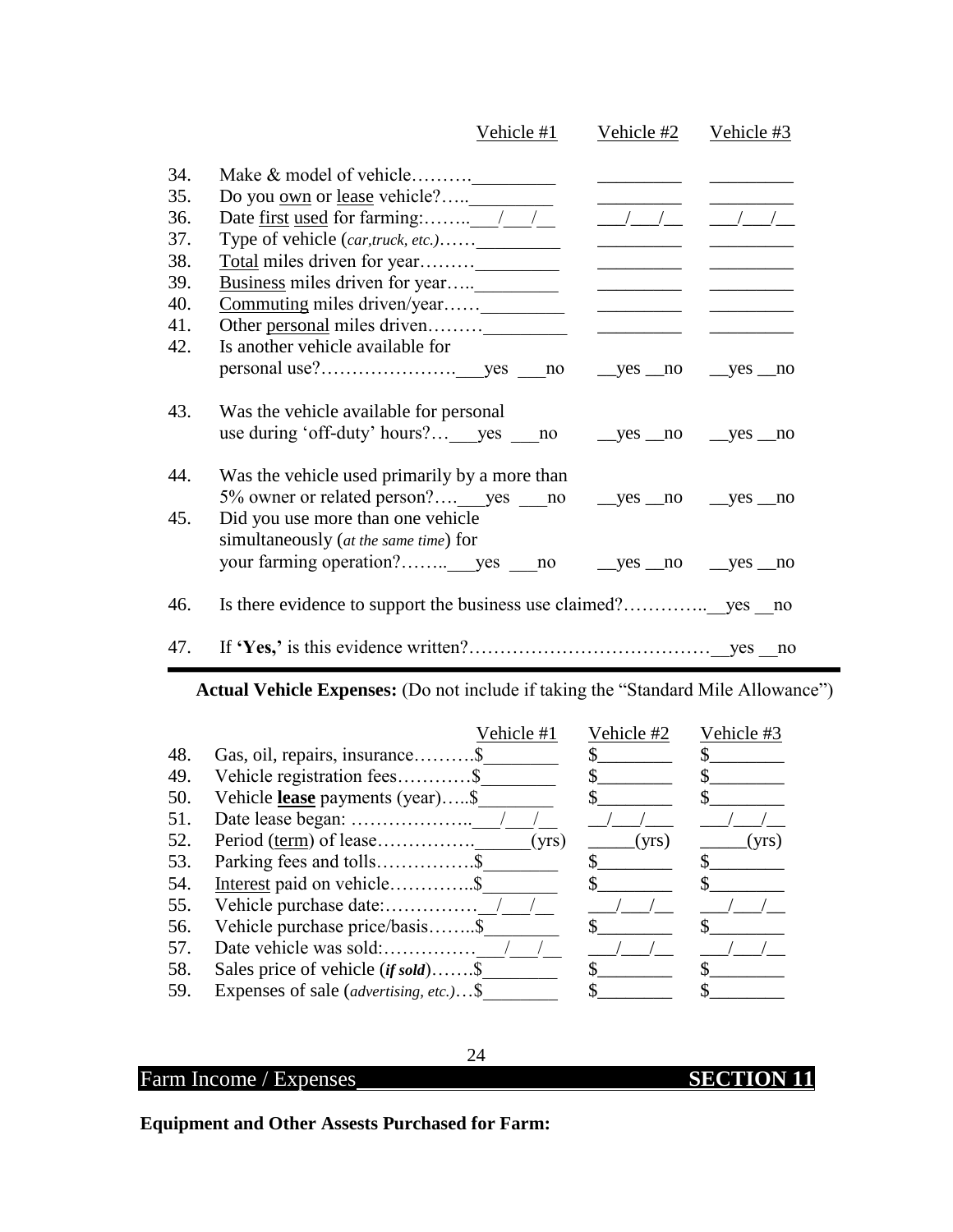| | | Vehicle #1 | Vehicle #2 | Vehicle #3 |
|---|---|---|---|---|
| 34. | Make & model of vehicle………. | _________ | _________ | _________ |
| 35. | Do you own or lease vehicle?….. | _________ | _________ | _________ |
| 36. | Date first used for farming:…….. | ___/___/__ | ___/___/__ | ___/___/__ |
| 37. | Type of vehicle (*car,truck, etc.*)…… | _________ | _________ | _________ |
| 38. | Total miles driven for year……… | _________ | _________ | _________ |
| 39. | Business miles driven for year….. | _________ | _________ | _________ |
| 40. | Commuting miles driven/year…… | _________ | _________ | _________ |
| 41. | Other personal miles driven……… | _________ | _________ | _________ |
| 42. | Is another vehicle available for personal use?…………………. | ___yes ___no | __yes __no | __yes __no |
| 43. | Was the vehicle available for personal use during 'off-duty' hours?… | ___yes ___no | __yes __no | __yes __no |
| 44. | Was the vehicle used primarily by a more than 5% owner or related person?…. | ___yes ___no | __yes __no | __yes __no |
| 45. | Did you use more than one vehicle simultaneously (*at the same time*) for your farming operation?…….. | ___yes ___no | __yes __no | __yes __no |

46. Is there evidence to support the business use claimed?………….. __yes __no

47. If **'Yes,'** is this evidence written?………………………………… __yes __no

**Actual Vehicle Expenses:** (Do not include if taking the "Standard Mile Allowance")

| | | Vehicle #1 | Vehicle #2 | Vehicle #3 |
|---|---|---|---|---|
| 48. | Gas, oil, repairs, insurance………. | $________ | $________ | $________ |
| 49. | Vehicle registration fees………… | $________ | $________ | $________ |
| 50. | Vehicle **lease** payments (year)….. | $________ | $________ | $________ |
| 51. | Date lease began: ……………….. | ___/___/__ | __/___/___ | ___/___/__ |
| 52. | Period (term) of lease……………. | ______(yrs) | _____(yrs) | _____(yrs) |
| 53. | Parking fees and tolls……………. | $________ | $________ | $________ |
| 54. | Interest paid on vehicle………….. | $________ | $________ | $________ |
| 55. | Vehicle purchase date:…………… | __/___/__ | ___/___/__ | ___/___/__ |
| 56. | Vehicle purchase price/basis…….. | $________ | $________ | $________ |
| 57. | Date vehicle was sold:…………… | ___/___/__ | ___/___/__ | ___/___/__ |
| 58. | Sales price of vehicle (***if sold***)……. | $________ | $________ | $________ |
| 59. | Expenses of sale (*advertising, etc.)*… | $________ | $________ | $________ |

## Farm Income / Expenses — SECTION 11

**Equipment and Other Assests Purchased for Farm:**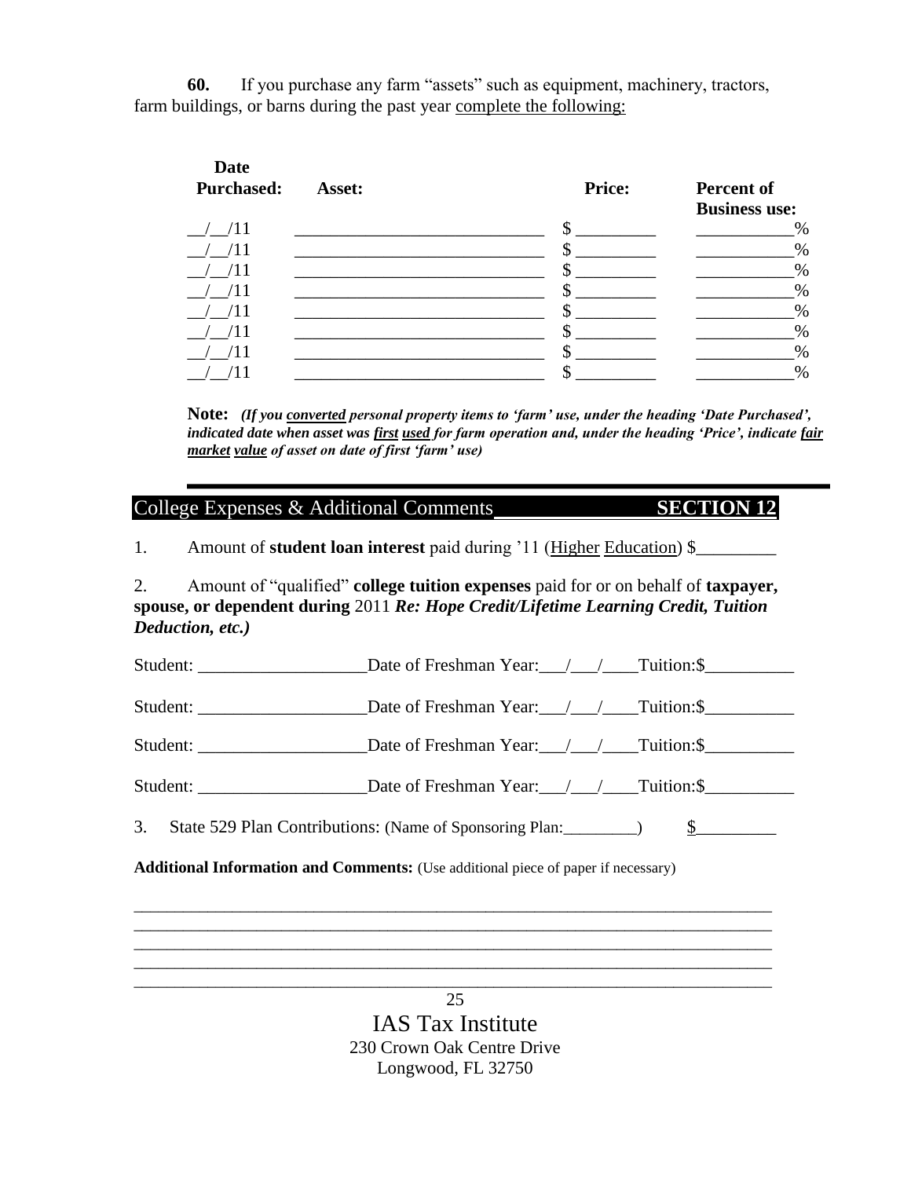**60.** If you purchase any farm "assets" such as equipment, machinery, tractors, farm buildings, or barns during the past year <u>complete the following:</u>

| Date Purchased: | Asset: | Price: | Percent of Business use: |
|---|---|---|---|
| __/__/11 | ____________________________ | $ ________ | __________% |
| __/__/11 | ____________________________ | $ ________ | __________% |
| __/__/11 | ____________________________ | $ ________ | __________% |
| __/__/11 | ____________________________ | $ ________ | __________% |
| __/__/11 | ____________________________ | $ ________ | __________% |
| __/__/11 | ____________________________ | $ ________ | __________% |
| __/__/11 | ____________________________ | $ ________ | __________% |
| __/__/11 | ____________________________ | $ ________ | __________% |

**Note:** ***(If you <u>converted</u> personal property items to 'farm' use, under the heading 'Date Purchased', indicated date when asset was <u>first used</u> for farm operation and, under the heading 'Price', indicate <u>fair market value</u> of asset on date of first 'farm' use)***

## College Expenses & Additional Comments **SECTION 12**

1. Amount of **student loan interest** paid during '11 (<u>Higher</u> <u>Education</u>) $_________

2. Amount of "qualified" **college tuition expenses** paid for or on behalf of **taxpayer, spouse, or dependent during** 2011 ***Re: Hope Credit/Lifetime Learning Credit, Tuition Deduction, etc.)***

Student: ___________________Date of Freshman Year:___/___/____Tuition:$__________

Student: ___________________Date of Freshman Year:___/___/____Tuition:$__________

Student: ___________________Date of Freshman Year:___/___/____Tuition:$__________

Student: ___________________Date of Freshman Year:___/___/____Tuition:$__________

3. State 529 Plan Contributions: (Name of Sponsoring Plan:_________) $_________

**Additional Information and Comments:** (Use additional piece of paper if necessary)

_____________________________________________________________________________
_____________________________________________________________________________
_____________________________________________________________________________
_____________________________________________________________________________
_____________________________________________________________________________

IAS Tax Institute
230 Crown Oak Centre Drive
Longwood, FL 32750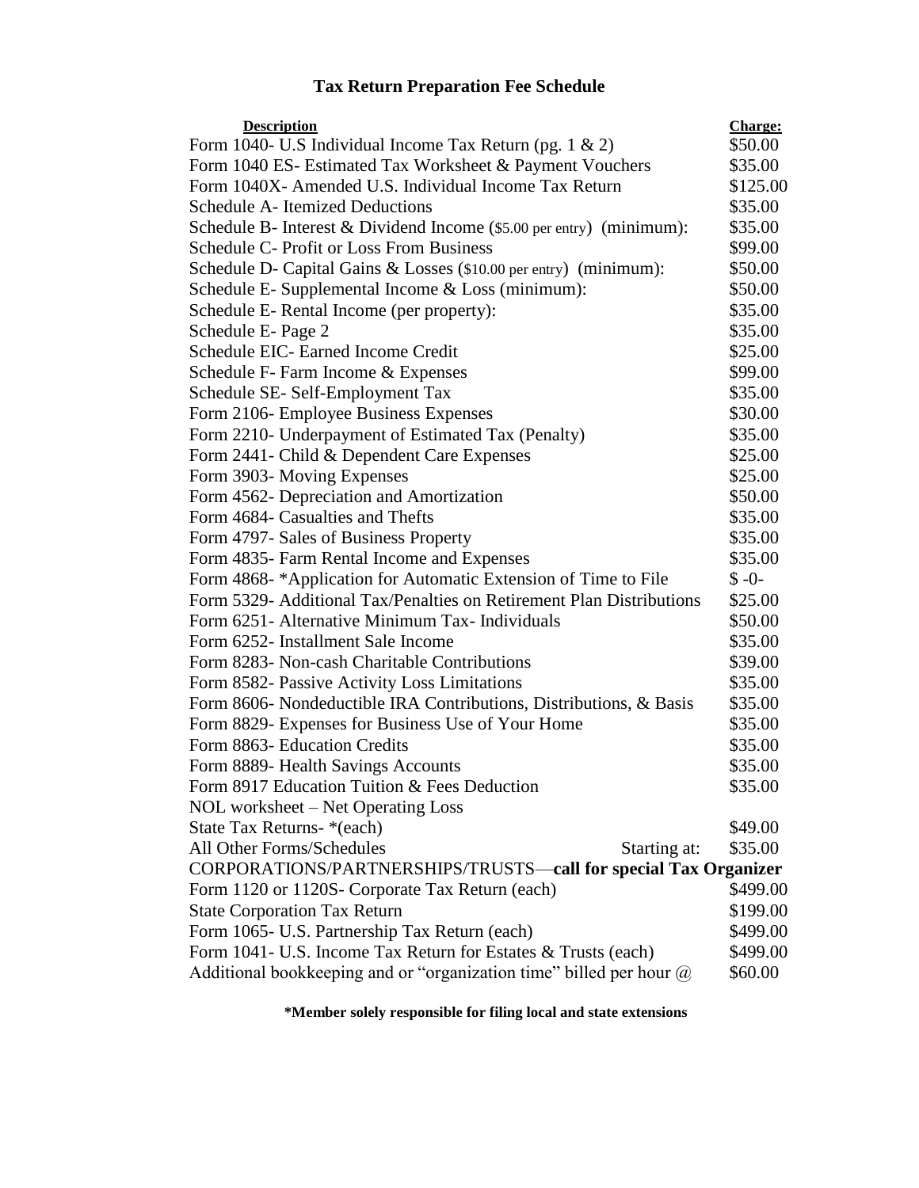# Tax Return Preparation Fee Schedule

| Description | Charge: |
|---|---|
| Form 1040- U.S Individual Income Tax Return (pg. 1 & 2) | $50.00 |
| Form 1040 ES- Estimated Tax Worksheet & Payment Vouchers | $35.00 |
| Form 1040X- Amended U.S. Individual Income Tax Return | $125.00 |
| Schedule A- Itemized Deductions | $35.00 |
| Schedule B- Interest & Dividend Income ($5.00 per entry) (minimum): | $35.00 |
| Schedule C- Profit or Loss From Business | $99.00 |
| Schedule D- Capital Gains & Losses ($10.00 per entry) (minimum): | $50.00 |
| Schedule E- Supplemental Income & Loss (minimum): | $50.00 |
| Schedule E- Rental Income (per property): | $35.00 |
| Schedule E- Page 2 | $35.00 |
| Schedule EIC- Earned Income Credit | $25.00 |
| Schedule F- Farm Income & Expenses | $99.00 |
| Schedule SE- Self-Employment Tax | $35.00 |
| Form 2106- Employee Business Expenses | $30.00 |
| Form 2210- Underpayment of Estimated Tax (Penalty) | $35.00 |
| Form 2441- Child & Dependent Care Expenses | $25.00 |
| Form 3903- Moving Expenses | $25.00 |
| Form 4562- Depreciation and Amortization | $50.00 |
| Form 4684- Casualties and Thefts | $35.00 |
| Form 4797- Sales of Business Property | $35.00 |
| Form 4835- Farm Rental Income and Expenses | $35.00 |
| Form 4868- *Application for Automatic Extension of Time to File | $ -0- |
| Form 5329- Additional Tax/Penalties on Retirement Plan Distributions | $25.00 |
| Form 6251- Alternative Minimum Tax- Individuals | $50.00 |
| Form 6252- Installment Sale Income | $35.00 |
| Form 8283- Non-cash Charitable Contributions | $39.00 |
| Form 8582- Passive Activity Loss Limitations | $35.00 |
| Form 8606- Nondeductible IRA Contributions, Distributions, & Basis | $35.00 |
| Form 8829- Expenses for Business Use of Your Home | $35.00 |
| Form 8863- Education Credits | $35.00 |
| Form 8889- Health Savings Accounts | $35.00 |
| Form 8917 Education Tuition & Fees Deduction | $35.00 |
| NOL worksheet – Net Operating Loss | |
| State Tax Returns- *(each) | $49.00 |
| All Other Forms/Schedules Starting at: | $35.00 |
| CORPORATIONS/PARTNERSHIPS/TRUSTS—**call for special Tax Organizer** | |
| Form 1120 or 1120S- Corporate Tax Return (each) | $499.00 |
| State Corporation Tax Return | $199.00 |
| Form 1065- U.S. Partnership Tax Return (each) | $499.00 |
| Form 1041- U.S. Income Tax Return for Estates & Trusts (each) | $499.00 |
| Additional bookkeeping and or "organization time" billed per hour @ | $60.00 |

**\*Member solely responsible for filing local and state extensions**